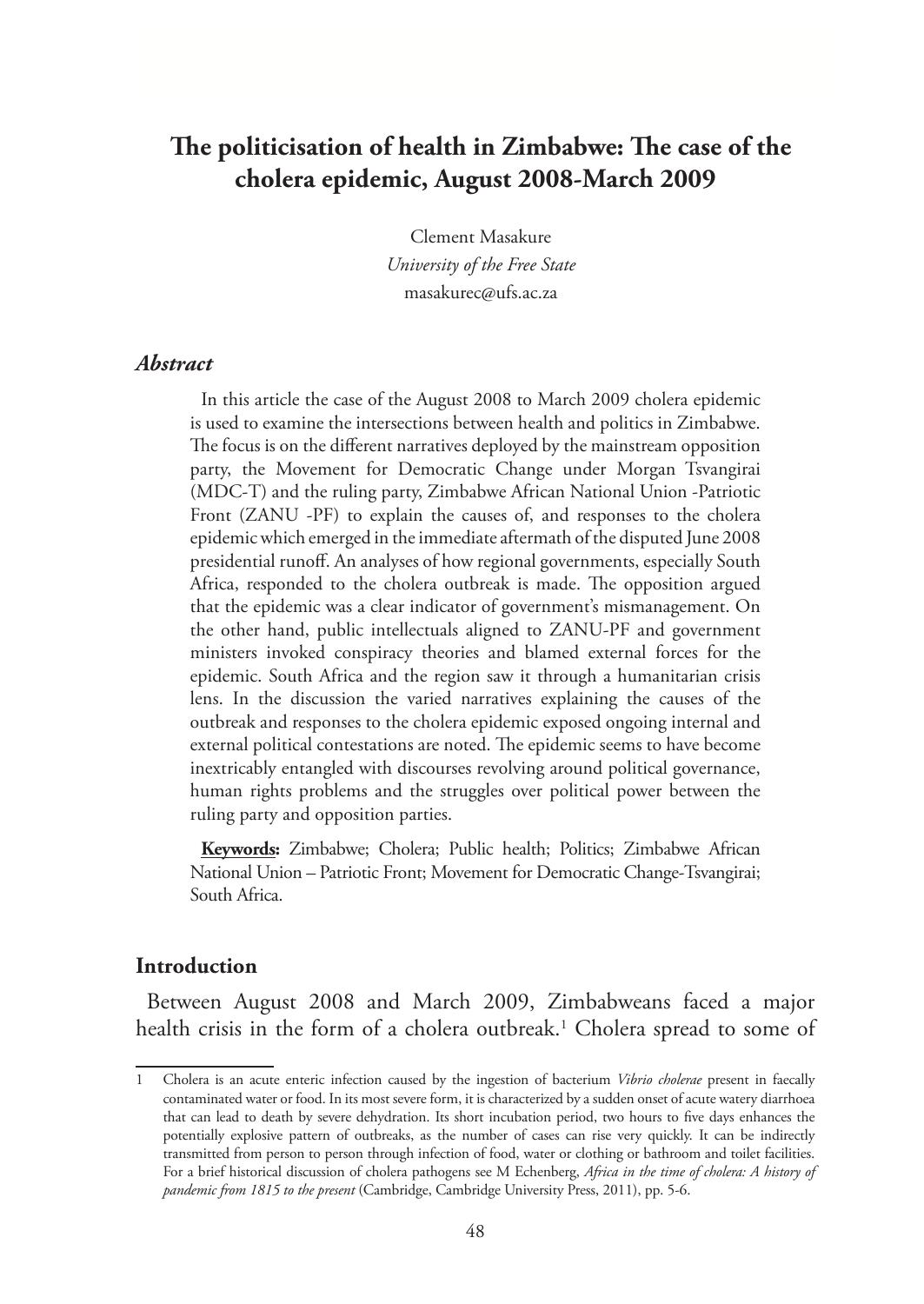# The politicisation of health in Zimbabwe: The case of the cholera epidemic, August 2008-March 2009

Clement Masakure
*University of the Free State*
masakurec@ufs.ac.za

### *Abstract*

In this article the case of the August 2008 to March 2009 cholera epidemic is used to examine the intersections between health and politics in Zimbabwe. The focus is on the different narratives deployed by the mainstream opposition party, the Movement for Democratic Change under Morgan Tsvangirai (MDC-T) and the ruling party, Zimbabwe African National Union -Patriotic Front (ZANU -PF) to explain the causes of, and responses to the cholera epidemic which emerged in the immediate aftermath of the disputed June 2008 presidential runoff. An analyses of how regional governments, especially South Africa, responded to the cholera outbreak is made. The opposition argued that the epidemic was a clear indicator of government's mismanagement. On the other hand, public intellectuals aligned to ZANU-PF and government ministers invoked conspiracy theories and blamed external forces for the epidemic. South Africa and the region saw it through a humanitarian crisis lens. In the discussion the varied narratives explaining the causes of the outbreak and responses to the cholera epidemic exposed ongoing internal and external political contestations are noted. The epidemic seems to have become inextricably entangled with discourses revolving around political governance, human rights problems and the struggles over political power between the ruling party and opposition parties.

**Keywords:** Zimbabwe; Cholera; Public health; Politics; Zimbabwe African National Union – Patriotic Front; Movement for Democratic Change-Tsvangirai; South Africa.

## Introduction

Between August 2008 and March 2009, Zimbabweans faced a major health crisis in the form of a cholera outbreak.[1] Cholera spread to some of

---

1 Cholera is an acute enteric infection caused by the ingestion of bacterium *Vibrio cholerae* present in faecally contaminated water or food. In its most severe form, it is characterized by a sudden onset of acute watery diarrhoea that can lead to death by severe dehydration. Its short incubation period, two hours to five days enhances the potentially explosive pattern of outbreaks, as the number of cases can rise very quickly. It can be indirectly transmitted from person to person through infection of food, water or clothing or bathroom and toilet facilities. For a brief historical discussion of cholera pathogens see M Echenberg, *Africa in the time of cholera: A history of pandemic from 1815 to the present* (Cambridge, Cambridge University Press, 2011), pp. 5-6.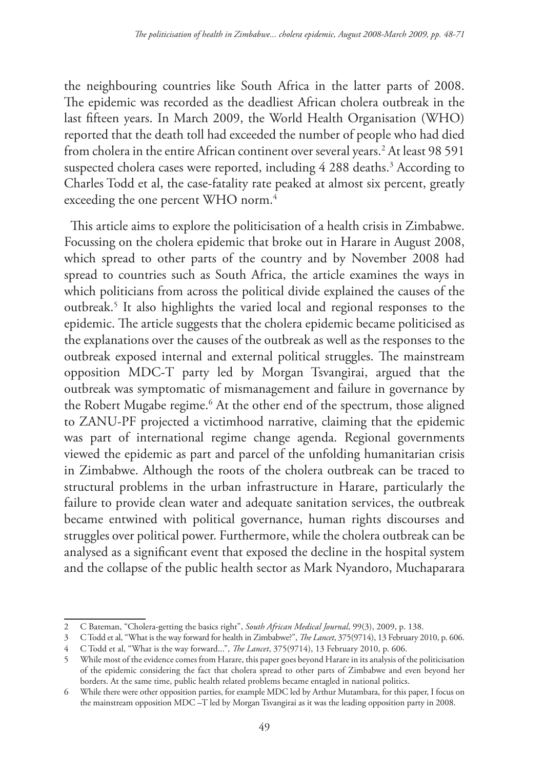the neighbouring countries like South Africa in the latter parts of 2008. The epidemic was recorded as the deadliest African cholera outbreak in the last fifteen years. In March 2009, the World Health Organisation (WHO) reported that the death toll had exceeded the number of people who had died from cholera in the entire African continent over several years.[2] At least 98 591 suspected cholera cases were reported, including 4 288 deaths.[3] According to Charles Todd et al, the case-fatality rate peaked at almost six percent, greatly exceeding the one percent WHO norm.[4]

This article aims to explore the politicisation of a health crisis in Zimbabwe. Focussing on the cholera epidemic that broke out in Harare in August 2008, which spread to other parts of the country and by November 2008 had spread to countries such as South Africa, the article examines the ways in which politicians from across the political divide explained the causes of the outbreak.[5] It also highlights the varied local and regional responses to the epidemic. The article suggests that the cholera epidemic became politicised as the explanations over the causes of the outbreak as well as the responses to the outbreak exposed internal and external political struggles. The mainstream opposition MDC-T party led by Morgan Tsvangirai, argued that the outbreak was symptomatic of mismanagement and failure in governance by the Robert Mugabe regime.[6] At the other end of the spectrum, those aligned to ZANU-PF projected a victimhood narrative, claiming that the epidemic was part of international regime change agenda. Regional governments viewed the epidemic as part and parcel of the unfolding humanitarian crisis in Zimbabwe. Although the roots of the cholera outbreak can be traced to structural problems in the urban infrastructure in Harare, particularly the failure to provide clean water and adequate sanitation services, the outbreak became entwined with political governance, human rights discourses and struggles over political power. Furthermore, while the cholera outbreak can be analysed as a significant event that exposed the decline in the hospital system and the collapse of the public health sector as Mark Nyandoro, Muchaparara

---

2 C Bateman, "Cholera-getting the basics right", *South African Medical Journal*, 99(3), 2009, p. 138.

3 C Todd et al, "What is the way forward for health in Zimbabwe?", *The Lancet*, 375(9714), 13 February 2010, p. 606.

4 C Todd et al, "What is the way forward...", *The Lancet*, 375(9714), 13 February 2010, p. 606.

5 While most of the evidence comes from Harare, this paper goes beyond Harare in its analysis of the politicisation of the epidemic considering the fact that cholera spread to other parts of Zimbabwe and even beyond her borders. At the same time, public health related problems became entagled in national politics.

6 While there were other opposition parties, for example MDC led by Arthur Mutambara, for this paper, I focus on the mainstream opposition MDC –T led by Morgan Tsvangirai as it was the leading opposition party in 2008.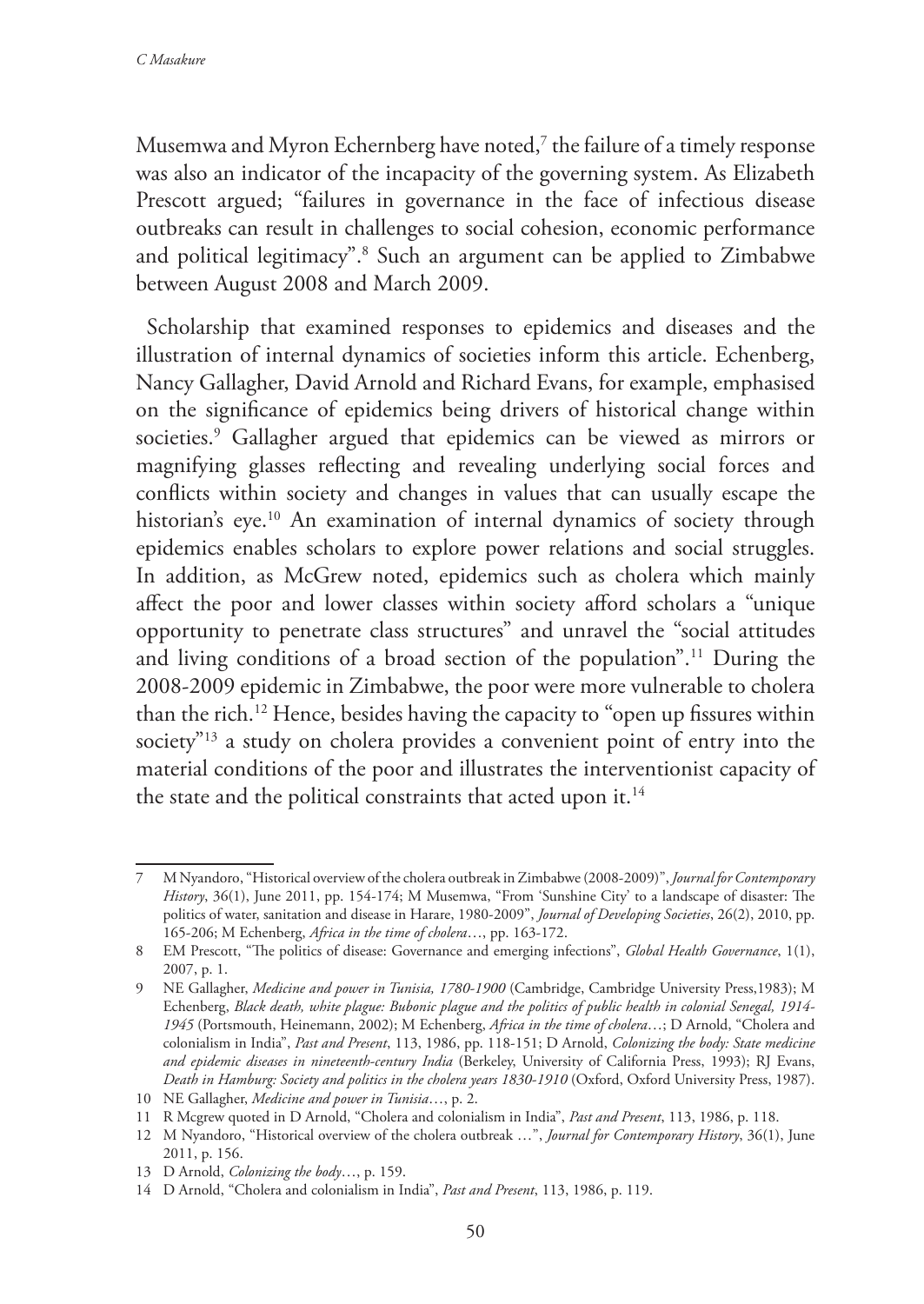Musemwa and Myron Echernberg have noted,[7] the failure of a timely response was also an indicator of the incapacity of the governing system. As Elizabeth Prescott argued; "failures in governance in the face of infectious disease outbreaks can result in challenges to social cohesion, economic performance and political legitimacy".[8] Such an argument can be applied to Zimbabwe between August 2008 and March 2009.

Scholarship that examined responses to epidemics and diseases and the illustration of internal dynamics of societies inform this article. Echenberg, Nancy Gallagher, David Arnold and Richard Evans, for example, emphasised on the significance of epidemics being drivers of historical change within societies.[9] Gallagher argued that epidemics can be viewed as mirrors or magnifying glasses reflecting and revealing underlying social forces and conflicts within society and changes in values that can usually escape the historian's eye.[10] An examination of internal dynamics of society through epidemics enables scholars to explore power relations and social struggles. In addition, as McGrew noted, epidemics such as cholera which mainly affect the poor and lower classes within society afford scholars a "unique opportunity to penetrate class structures" and unravel the "social attitudes and living conditions of a broad section of the population".[11] During the 2008-2009 epidemic in Zimbabwe, the poor were more vulnerable to cholera than the rich.[12] Hence, besides having the capacity to "open up fissures within society"[13] a study on cholera provides a convenient point of entry into the material conditions of the poor and illustrates the interventionist capacity of the state and the political constraints that acted upon it.[14]

---

7 M Nyandoro, "Historical overview of the cholera outbreak in Zimbabwe (2008-2009)", *Journal for Contemporary History*, 36(1), June 2011, pp. 154-174; M Musemwa, "From 'Sunshine City' to a landscape of disaster: The politics of water, sanitation and disease in Harare, 1980-2009", *Journal of Developing Societies*, 26(2), 2010, pp. 165-206; M Echenberg, *Africa in the time of cholera*…, pp. 163-172.

8 EM Prescott, "The politics of disease: Governance and emerging infections", *Global Health Governance*, 1(1), 2007, p. 1.

9 NE Gallagher, *Medicine and power in Tunisia, 1780-1900* (Cambridge, Cambridge University Press,1983); M Echenberg, *Black death, white plague: Bubonic plague and the politics of public health in colonial Senegal, 1914-1945* (Portsmouth, Heinemann, 2002); M Echenberg, *Africa in the time of cholera*…; D Arnold, "Cholera and colonialism in India", *Past and Present*, 113, 1986, pp. 118-151; D Arnold, *Colonizing the body: State medicine and epidemic diseases in nineteenth-century India* (Berkeley, University of California Press, 1993); RJ Evans, *Death in Hamburg: Society and politics in the cholera years 1830-1910* (Oxford, Oxford University Press, 1987).

10 NE Gallagher, *Medicine and power in Tunisia*…, p. 2.

11 R Mcgrew quoted in D Arnold, "Cholera and colonialism in India", *Past and Present*, 113, 1986, p. 118.

12 M Nyandoro, "Historical overview of the cholera outbreak …", *Journal for Contemporary History*, 36(1), June 2011, p. 156.

13 D Arnold, *Colonizing the body*…, p. 159.

14 D Arnold, "Cholera and colonialism in India", *Past and Present*, 113, 1986, p. 119.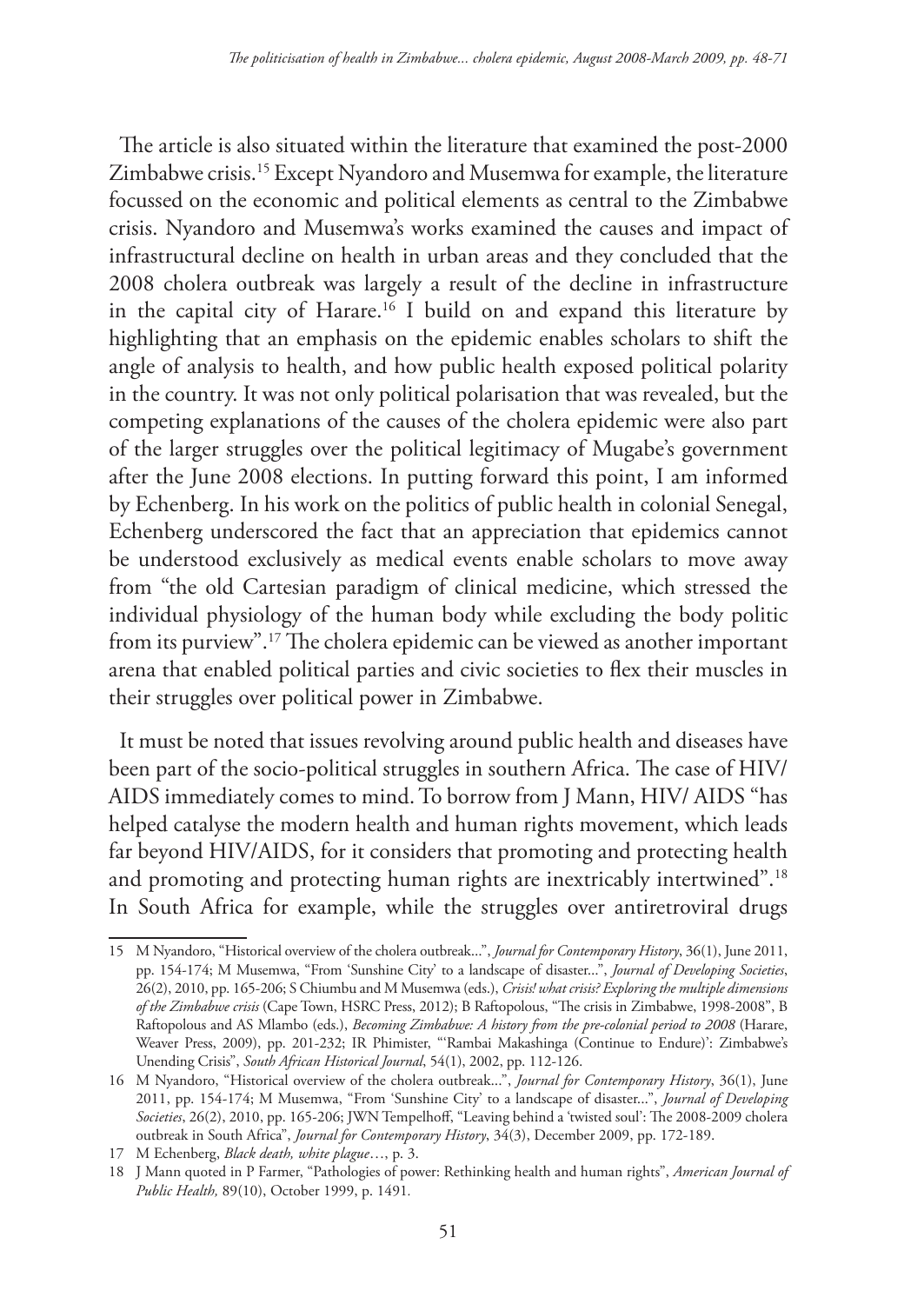The article is also situated within the literature that examined the post-2000 Zimbabwe crisis.[15] Except Nyandoro and Musemwa for example, the literature focussed on the economic and political elements as central to the Zimbabwe crisis. Nyandoro and Musemwa's works examined the causes and impact of infrastructural decline on health in urban areas and they concluded that the 2008 cholera outbreak was largely a result of the decline in infrastructure in the capital city of Harare.[16] I build on and expand this literature by highlighting that an emphasis on the epidemic enables scholars to shift the angle of analysis to health, and how public health exposed political polarity in the country. It was not only political polarisation that was revealed, but the competing explanations of the causes of the cholera epidemic were also part of the larger struggles over the political legitimacy of Mugabe's government after the June 2008 elections. In putting forward this point, I am informed by Echenberg. In his work on the politics of public health in colonial Senegal, Echenberg underscored the fact that an appreciation that epidemics cannot be understood exclusively as medical events enable scholars to move away from "the old Cartesian paradigm of clinical medicine, which stressed the individual physiology of the human body while excluding the body politic from its purview".[17] The cholera epidemic can be viewed as another important arena that enabled political parties and civic societies to flex their muscles in their struggles over political power in Zimbabwe.

It must be noted that issues revolving around public health and diseases have been part of the socio-political struggles in southern Africa. The case of HIV/AIDS immediately comes to mind. To borrow from J Mann, HIV/ AIDS "has helped catalyse the modern health and human rights movement, which leads far beyond HIV/AIDS, for it considers that promoting and protecting health and promoting and protecting human rights are inextricably intertwined".[18] In South Africa for example, while the struggles over antiretroviral drugs

---

15 M Nyandoro, "Historical overview of the cholera outbreak...", *Journal for Contemporary History*, 36(1), June 2011, pp. 154-174; M Musemwa, "From 'Sunshine City' to a landscape of disaster...", *Journal of Developing Societies*, 26(2), 2010, pp. 165-206; S Chiumbu and M Musemwa (eds.), *Crisis! what crisis? Exploring the multiple dimensions of the Zimbabwe crisis* (Cape Town, HSRC Press, 2012); B Raftopolous, "The crisis in Zimbabwe, 1998-2008", B Raftopolous and AS Mlambo (eds.), *Becoming Zimbabwe: A history from the pre-colonial period to 2008* (Harare, Weaver Press, 2009), pp. 201-232; IR Phimister, "'Rambai Makashinga (Continue to Endure)': Zimbabwe's Unending Crisis", *South African Historical Journal*, 54(1), 2002, pp. 112-126.

16 M Nyandoro, "Historical overview of the cholera outbreak...", *Journal for Contemporary History*, 36(1), June 2011, pp. 154-174; M Musemwa, "From 'Sunshine City' to a landscape of disaster...", *Journal of Developing Societies*, 26(2), 2010, pp. 165-206; JWN Tempelhoff, "Leaving behind a 'twisted soul': The 2008-2009 cholera outbreak in South Africa", *Journal for Contemporary History*, 34(3), December 2009, pp. 172-189.

17 M Echenberg, *Black death, white plague*…, p. 3.

18 J Mann quoted in P Farmer, "Pathologies of power: Rethinking health and human rights", *American Journal of Public Health,* 89(10), October 1999, p. 1491.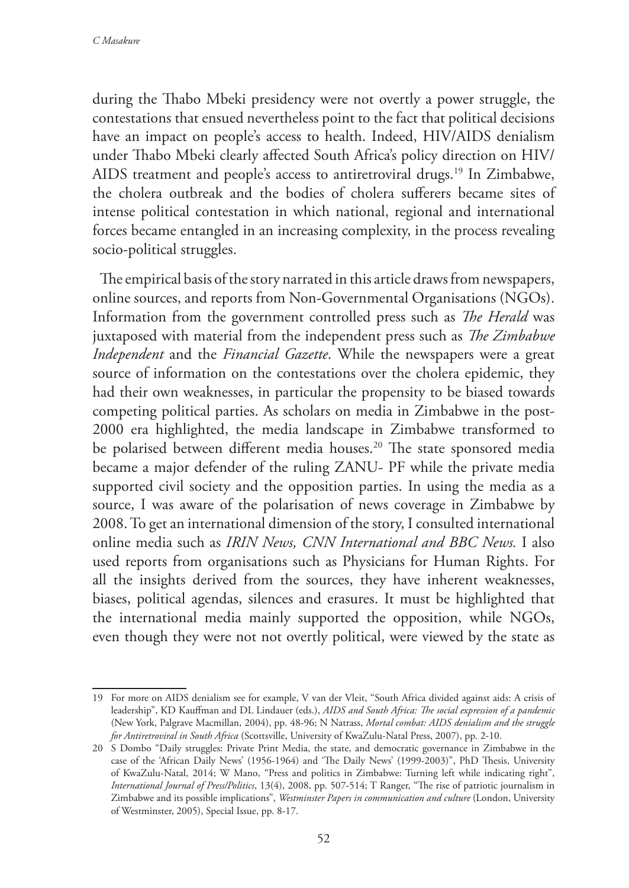during the Thabo Mbeki presidency were not overtly a power struggle, the contestations that ensued nevertheless point to the fact that political decisions have an impact on people's access to health. Indeed, HIV/AIDS denialism under Thabo Mbeki clearly affected South Africa's policy direction on HIV/AIDS treatment and people's access to antiretroviral drugs.[19] In Zimbabwe, the cholera outbreak and the bodies of cholera sufferers became sites of intense political contestation in which national, regional and international forces became entangled in an increasing complexity, in the process revealing socio-political struggles.

The empirical basis of the story narrated in this article draws from newspapers, online sources, and reports from Non-Governmental Organisations (NGOs). Information from the government controlled press such as *The Herald* was juxtaposed with material from the independent press such as *The Zimbabwe Independent* and the *Financial Gazette*. While the newspapers were a great source of information on the contestations over the cholera epidemic, they had their own weaknesses, in particular the propensity to be biased towards competing political parties. As scholars on media in Zimbabwe in the post-2000 era highlighted, the media landscape in Zimbabwe transformed to be polarised between different media houses.[20] The state sponsored media became a major defender of the ruling ZANU- PF while the private media supported civil society and the opposition parties. In using the media as a source, I was aware of the polarisation of news coverage in Zimbabwe by 2008. To get an international dimension of the story, I consulted international online media such as *IRIN News, CNN International and BBC News.* I also used reports from organisations such as Physicians for Human Rights. For all the insights derived from the sources, they have inherent weaknesses, biases, political agendas, silences and erasures. It must be highlighted that the international media mainly supported the opposition, while NGOs, even though they were not not overtly political, were viewed by the state as

---

19 For more on AIDS denialism see for example, V van der Vleit, "South Africa divided against aids: A crisis of leadership", KD Kauffman and DL Lindauer (eds.), *AIDS and South Africa: The social expression of a pandemic* (New York, Palgrave Macmillan, 2004), pp. 48-96; N Natrass, *Mortal combat: AIDS denialism and the struggle for Antiretroviral in South Africa* (Scottsville, University of KwaZulu-Natal Press, 2007), pp. 2-10.

20 S Dombo "Daily struggles: Private Print Media, the state, and democratic governance in Zimbabwe in the case of the 'African Daily News' (1956-1964) and 'The Daily News' (1999-2003)", PhD Thesis, University of KwaZulu-Natal, 2014; W Mano, "Press and politics in Zimbabwe: Turning left while indicating right", *International Journal of Press/Politics*, 13(4), 2008, pp. 507-514; T Ranger, "The rise of patriotic journalism in Zimbabwe and its possible implications", *Westminster Papers in communication and culture* (London, University of Westminster, 2005), Special Issue, pp. 8-17.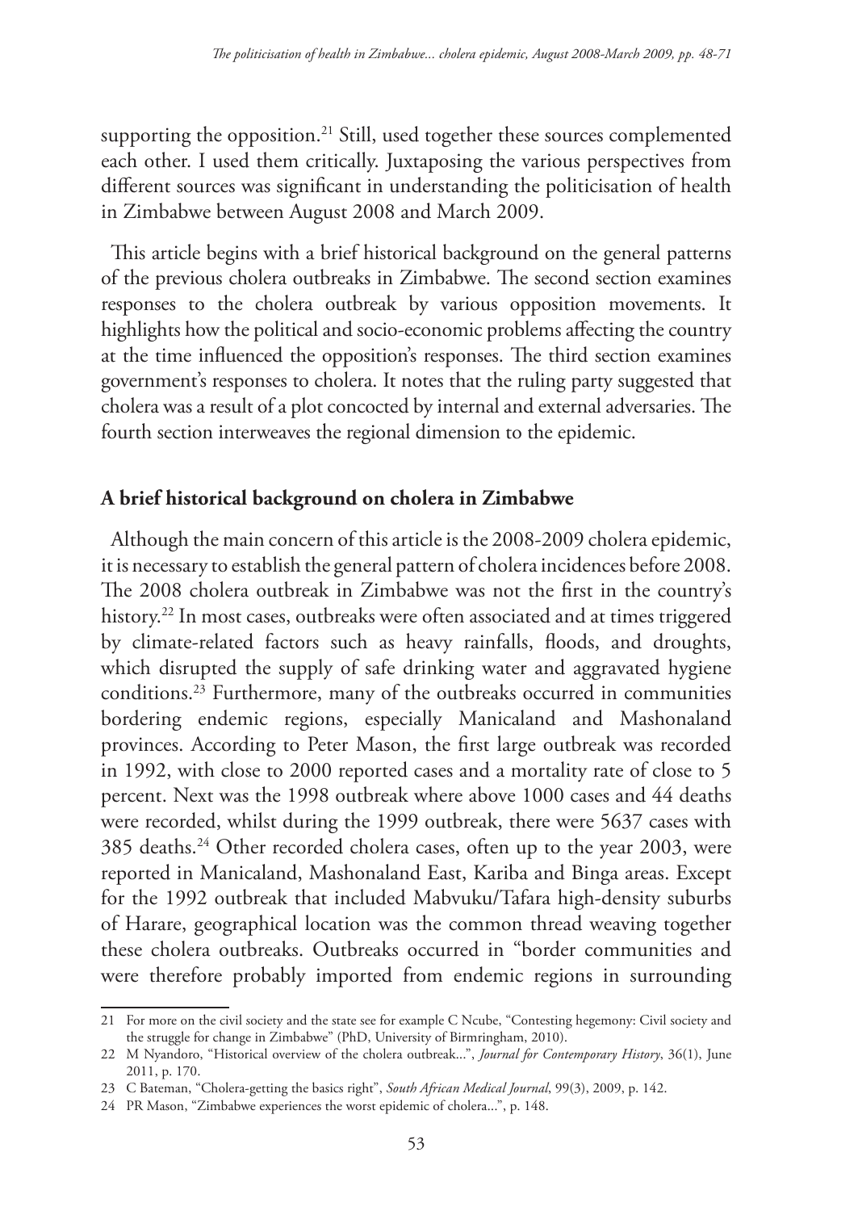supporting the opposition.[21] Still, used together these sources complemented each other. I used them critically. Juxtaposing the various perspectives from different sources was significant in understanding the politicisation of health in Zimbabwe between August 2008 and March 2009.

This article begins with a brief historical background on the general patterns of the previous cholera outbreaks in Zimbabwe. The second section examines responses to the cholera outbreak by various opposition movements. It highlights how the political and socio-economic problems affecting the country at the time influenced the opposition's responses. The third section examines government's responses to cholera. It notes that the ruling party suggested that cholera was a result of a plot concocted by internal and external adversaries. The fourth section interweaves the regional dimension to the epidemic.

## A brief historical background on cholera in Zimbabwe

Although the main concern of this article is the 2008-2009 cholera epidemic, it is necessary to establish the general pattern of cholera incidences before 2008. The 2008 cholera outbreak in Zimbabwe was not the first in the country's history.[22] In most cases, outbreaks were often associated and at times triggered by climate-related factors such as heavy rainfalls, floods, and droughts, which disrupted the supply of safe drinking water and aggravated hygiene conditions.[23] Furthermore, many of the outbreaks occurred in communities bordering endemic regions, especially Manicaland and Mashonaland provinces. According to Peter Mason, the first large outbreak was recorded in 1992, with close to 2000 reported cases and a mortality rate of close to 5 percent. Next was the 1998 outbreak where above 1000 cases and 44 deaths were recorded, whilst during the 1999 outbreak, there were 5637 cases with 385 deaths.[24] Other recorded cholera cases, often up to the year 2003, were reported in Manicaland, Mashonaland East, Kariba and Binga areas. Except for the 1992 outbreak that included Mabvuku/Tafara high-density suburbs of Harare, geographical location was the common thread weaving together these cholera outbreaks. Outbreaks occurred in "border communities and were therefore probably imported from endemic regions in surrounding

---

21 For more on the civil society and the state see for example C Ncube, "Contesting hegemony: Civil society and the struggle for change in Zimbabwe" (PhD, University of Birmringham, 2010).

22 M Nyandoro, "Historical overview of the cholera outbreak...", *Journal for Contemporary History*, 36(1), June 2011, p. 170.

23 C Bateman, "Cholera-getting the basics right", *South African Medical Journal*, 99(3), 2009, p. 142.

24 PR Mason, "Zimbabwe experiences the worst epidemic of cholera...", p. 148.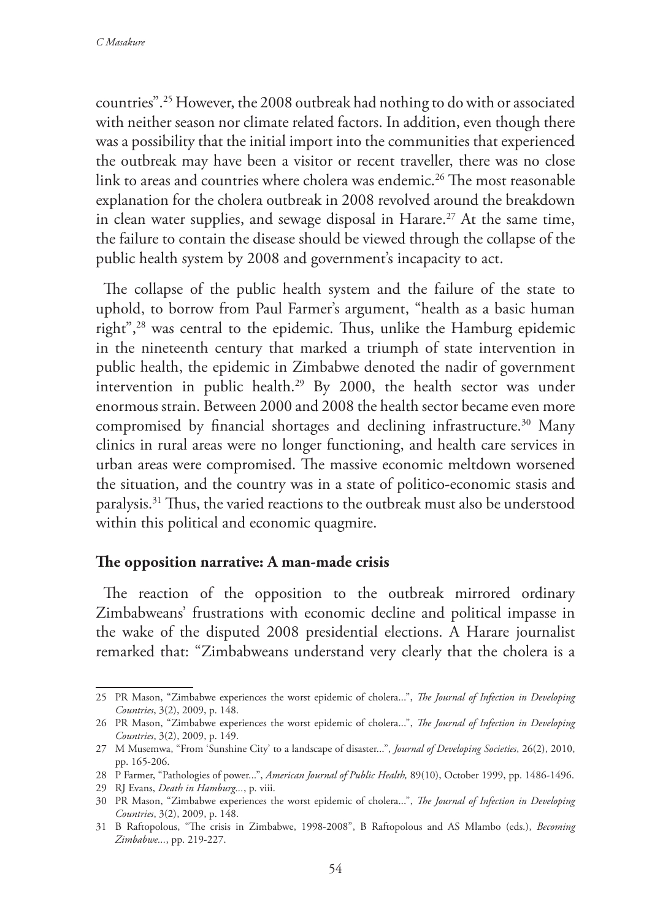countries".[25] However, the 2008 outbreak had nothing to do with or associated with neither season nor climate related factors. In addition, even though there was a possibility that the initial import into the communities that experienced the outbreak may have been a visitor or recent traveller, there was no close link to areas and countries where cholera was endemic.[26] The most reasonable explanation for the cholera outbreak in 2008 revolved around the breakdown in clean water supplies, and sewage disposal in Harare.[27] At the same time, the failure to contain the disease should be viewed through the collapse of the public health system by 2008 and government's incapacity to act.

The collapse of the public health system and the failure of the state to uphold, to borrow from Paul Farmer's argument, "health as a basic human right",[28] was central to the epidemic. Thus, unlike the Hamburg epidemic in the nineteenth century that marked a triumph of state intervention in public health, the epidemic in Zimbabwe denoted the nadir of government intervention in public health.[29] By 2000, the health sector was under enormous strain. Between 2000 and 2008 the health sector became even more compromised by financial shortages and declining infrastructure.[30] Many clinics in rural areas were no longer functioning, and health care services in urban areas were compromised. The massive economic meltdown worsened the situation, and the country was in a state of politico-economic stasis and paralysis.[31] Thus, the varied reactions to the outbreak must also be understood within this political and economic quagmire.

## The opposition narrative: A man-made crisis

The reaction of the opposition to the outbreak mirrored ordinary Zimbabweans' frustrations with economic decline and political impasse in the wake of the disputed 2008 presidential elections. A Harare journalist remarked that: "Zimbabweans understand very clearly that the cholera is a

---

25 PR Mason, "Zimbabwe experiences the worst epidemic of cholera...", *The Journal of Infection in Developing Countries*, 3(2), 2009, p. 148.

26 PR Mason, "Zimbabwe experiences the worst epidemic of cholera...", *The Journal of Infection in Developing Countries*, 3(2), 2009, p. 149.

27 M Musemwa, "From 'Sunshine City' to a landscape of disaster...", *Journal of Developing Societies*, 26(2), 2010, pp. 165-206.

28 P Farmer, "Pathologies of power...", *American Journal of Public Health,* 89(10), October 1999, pp. 1486-1496.

29 RJ Evans, *Death in Hamburg...*, p. viii.

30 PR Mason, "Zimbabwe experiences the worst epidemic of cholera...", *The Journal of Infection in Developing Countries*, 3(2), 2009, p. 148.

31 B Raftopolous, "The crisis in Zimbabwe, 1998-2008", B Raftopolous and AS Mlambo (eds.), *Becoming Zimbabwe...*, pp. 219-227.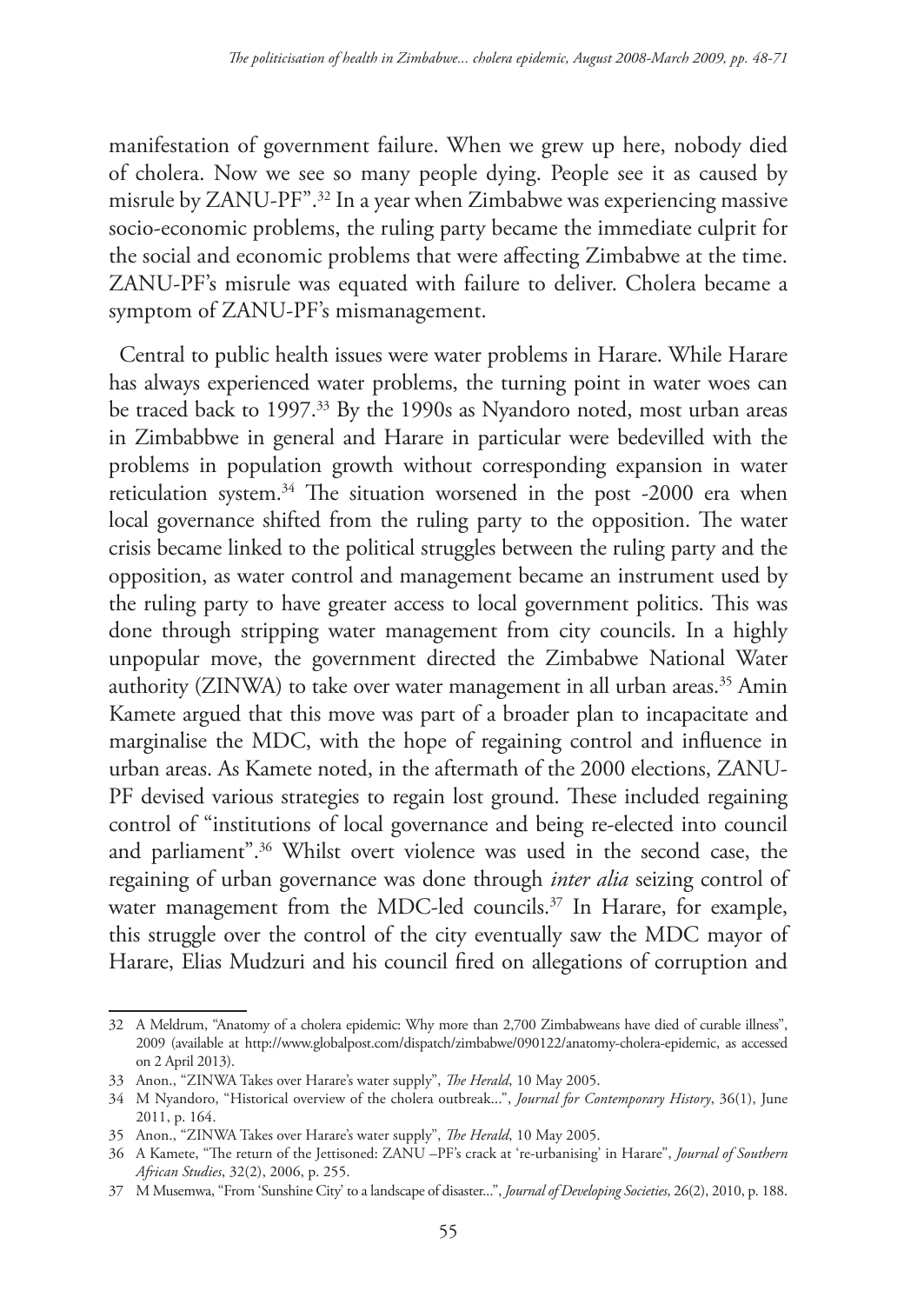manifestation of government failure. When we grew up here, nobody died of cholera. Now we see so many people dying. People see it as caused by misrule by ZANU-PF".[32] In a year when Zimbabwe was experiencing massive socio-economic problems, the ruling party became the immediate culprit for the social and economic problems that were affecting Zimbabwe at the time. ZANU-PF's misrule was equated with failure to deliver. Cholera became a symptom of ZANU-PF's mismanagement.

Central to public health issues were water problems in Harare. While Harare has always experienced water problems, the turning point in water woes can be traced back to 1997.[33] By the 1990s as Nyandoro noted, most urban areas in Zimbabbwe in general and Harare in particular were bedevilled with the problems in population growth without corresponding expansion in water reticulation system.[34] The situation worsened in the post -2000 era when local governance shifted from the ruling party to the opposition. The water crisis became linked to the political struggles between the ruling party and the opposition, as water control and management became an instrument used by the ruling party to have greater access to local government politics. This was done through stripping water management from city councils. In a highly unpopular move, the government directed the Zimbabwe National Water authority (ZINWA) to take over water management in all urban areas.[35] Amin Kamete argued that this move was part of a broader plan to incapacitate and marginalise the MDC, with the hope of regaining control and influence in urban areas. As Kamete noted, in the aftermath of the 2000 elections, ZANU-PF devised various strategies to regain lost ground. These included regaining control of "institutions of local governance and being re-elected into council and parliament".[36] Whilst overt violence was used in the second case, the regaining of urban governance was done through *inter alia* seizing control of water management from the MDC-led councils.[37] In Harare, for example, this struggle over the control of the city eventually saw the MDC mayor of Harare, Elias Mudzuri and his council fired on allegations of corruption and

---

32 A Meldrum, "Anatomy of a cholera epidemic: Why more than 2,700 Zimbabweans have died of curable illness", 2009 (available at http://www.globalpost.com/dispatch/zimbabwe/090122/anatomy-cholera-epidemic, as accessed on 2 April 2013).

33 Anon., "ZINWA Takes over Harare's water supply", *The Herald*, 10 May 2005.

34 M Nyandoro, "Historical overview of the cholera outbreak...", *Journal for Contemporary History*, 36(1), June 2011, p. 164.

35 Anon., "ZINWA Takes over Harare's water supply", *The Herald*, 10 May 2005.

36 A Kamete, "The return of the Jettisoned: ZANU –PF's crack at 're-urbanising' in Harare", *Journal of Southern African Studies*, 32(2), 2006, p. 255.

37 M Musemwa, "From 'Sunshine City' to a landscape of disaster...", *Journal of Developing Societies*, 26(2), 2010, p. 188.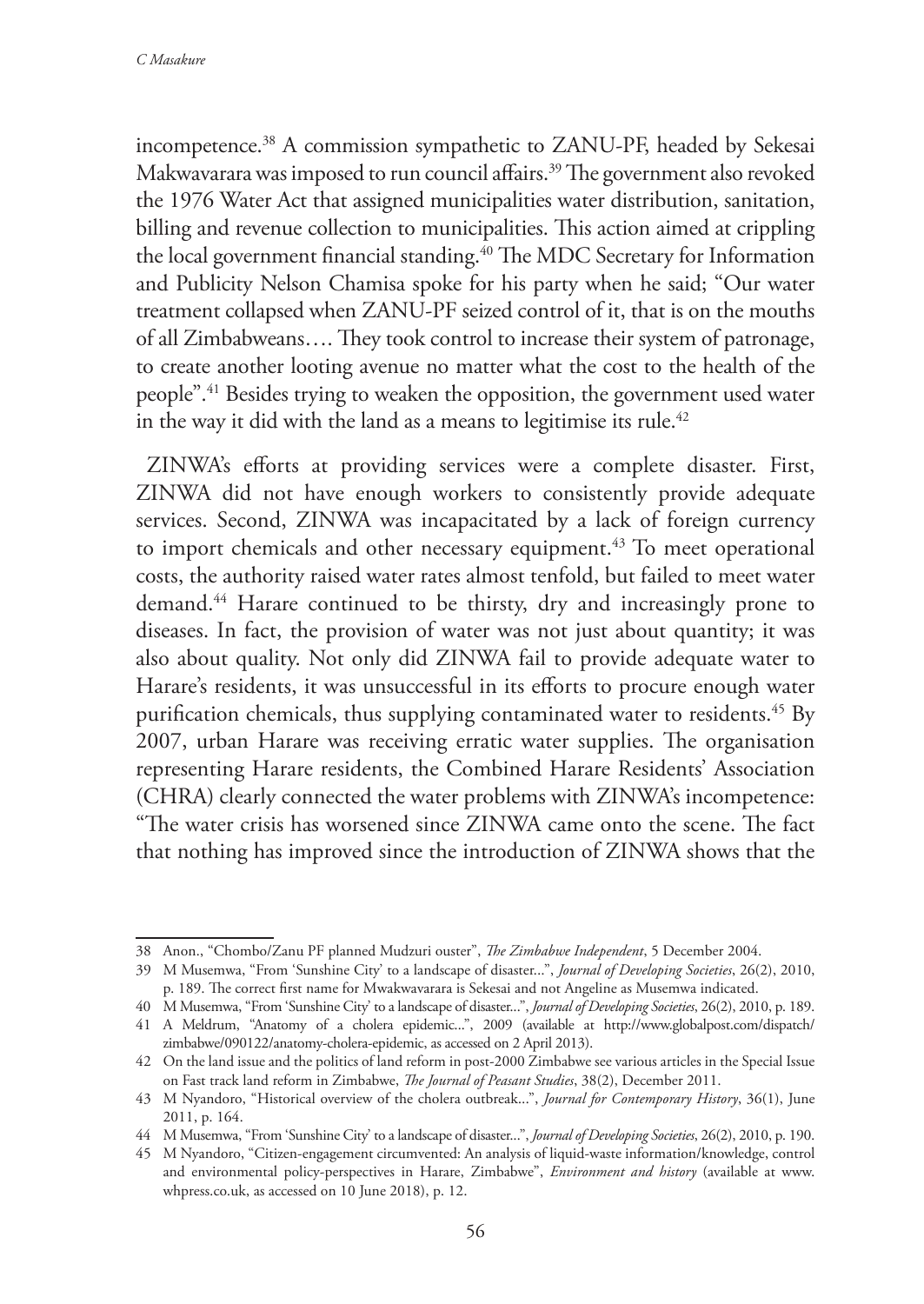incompetence.[38] A commission sympathetic to ZANU-PF, headed by Sekesai Makwavarara was imposed to run council affairs.[39] The government also revoked the 1976 Water Act that assigned municipalities water distribution, sanitation, billing and revenue collection to municipalities. This action aimed at crippling the local government financial standing.[40] The MDC Secretary for Information and Publicity Nelson Chamisa spoke for his party when he said; "Our water treatment collapsed when ZANU-PF seized control of it, that is on the mouths of all Zimbabweans…. They took control to increase their system of patronage, to create another looting avenue no matter what the cost to the health of the people".[41] Besides trying to weaken the opposition, the government used water in the way it did with the land as a means to legitimise its rule.[42]

ZINWA's efforts at providing services were a complete disaster. First, ZINWA did not have enough workers to consistently provide adequate services. Second, ZINWA was incapacitated by a lack of foreign currency to import chemicals and other necessary equipment.[43] To meet operational costs, the authority raised water rates almost tenfold, but failed to meet water demand.[44] Harare continued to be thirsty, dry and increasingly prone to diseases. In fact, the provision of water was not just about quantity; it was also about quality. Not only did ZINWA fail to provide adequate water to Harare's residents, it was unsuccessful in its efforts to procure enough water purification chemicals, thus supplying contaminated water to residents.[45] By 2007, urban Harare was receiving erratic water supplies. The organisation representing Harare residents, the Combined Harare Residents' Association (CHRA) clearly connected the water problems with ZINWA's incompetence: "The water crisis has worsened since ZINWA came onto the scene. The fact that nothing has improved since the introduction of ZINWA shows that the

---

38 Anon., "Chombo/Zanu PF planned Mudzuri ouster", *The Zimbabwe Independent*, 5 December 2004.

39 M Musemwa, "From 'Sunshine City' to a landscape of disaster...", *Journal of Developing Societies*, 26(2), 2010, p. 189. The correct first name for Mwakwavarara is Sekesai and not Angeline as Musemwa indicated.

40 M Musemwa, "From 'Sunshine City' to a landscape of disaster...", *Journal of Developing Societies*, 26(2), 2010, p. 189.

41 A Meldrum, "Anatomy of a cholera epidemic...", 2009 (available at http://www.globalpost.com/dispatch/zimbabwe/090122/anatomy-cholera-epidemic, as accessed on 2 April 2013).

42 On the land issue and the politics of land reform in post-2000 Zimbabwe see various articles in the Special Issue on Fast track land reform in Zimbabwe, *The Journal of Peasant Studies*, 38(2), December 2011.

43 M Nyandoro, "Historical overview of the cholera outbreak...", *Journal for Contemporary History*, 36(1), June 2011, p. 164.

44 M Musemwa, "From 'Sunshine City' to a landscape of disaster...", *Journal of Developing Societies*, 26(2), 2010, p. 190.

45 M Nyandoro, "Citizen-engagement circumvented: An analysis of liquid-waste information/knowledge, control and environmental policy-perspectives in Harare, Zimbabwe", *Environment and history* (available at www.whpress.co.uk, as accessed on 10 June 2018), p. 12.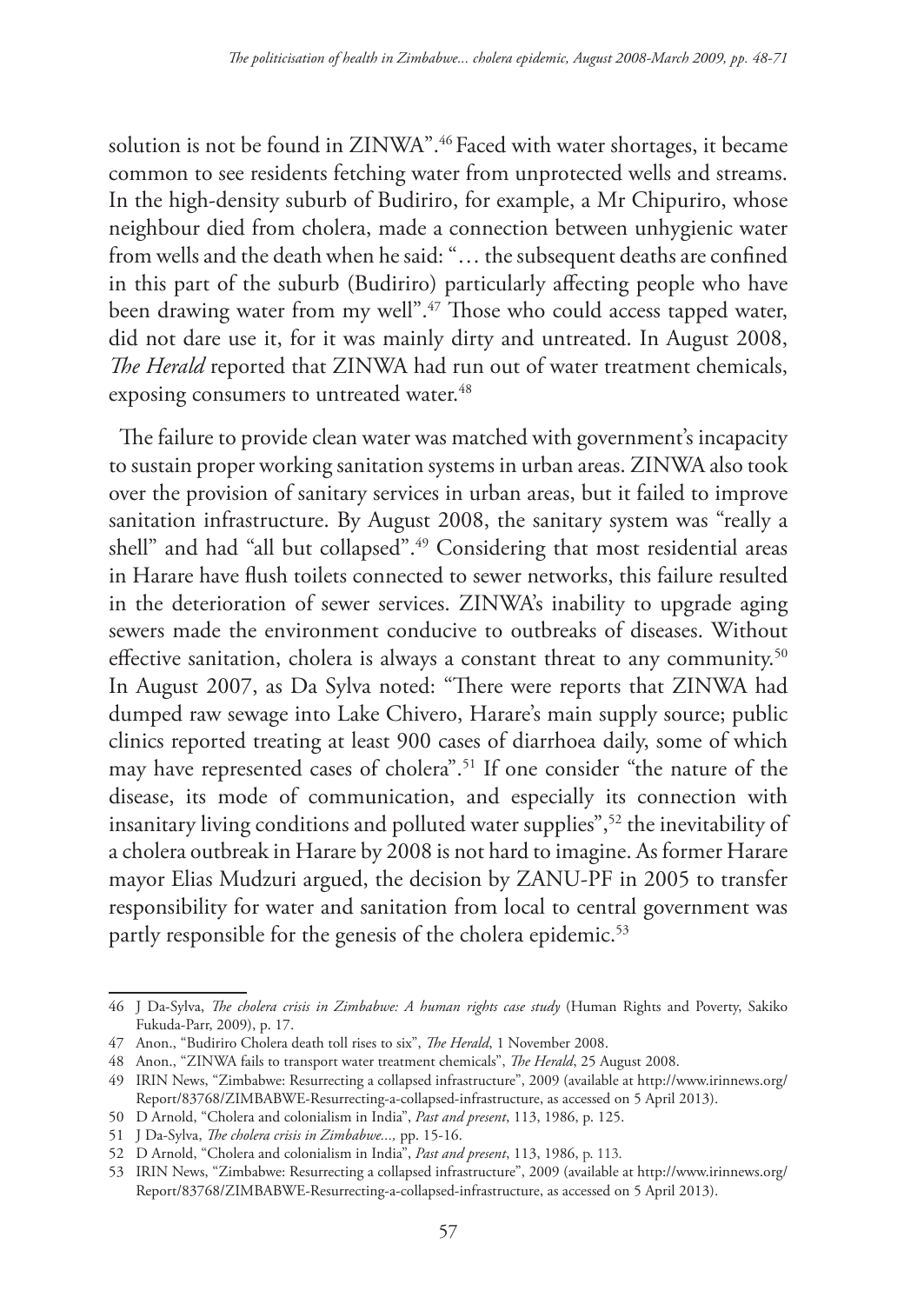solution is not be found in ZINWA".[46] Faced with water shortages, it became common to see residents fetching water from unprotected wells and streams. In the high-density suburb of Budiriro, for example, a Mr Chipuriro, whose neighbour died from cholera, made a connection between unhygienic water from wells and the death when he said: "… the subsequent deaths are confined in this part of the suburb (Budiriro) particularly affecting people who have been drawing water from my well".[47] Those who could access tapped water, did not dare use it, for it was mainly dirty and untreated. In August 2008, *The Herald* reported that ZINWA had run out of water treatment chemicals, exposing consumers to untreated water.[48]

The failure to provide clean water was matched with government's incapacity to sustain proper working sanitation systems in urban areas. ZINWA also took over the provision of sanitary services in urban areas, but it failed to improve sanitation infrastructure. By August 2008, the sanitary system was "really a shell" and had "all but collapsed".[49] Considering that most residential areas in Harare have flush toilets connected to sewer networks, this failure resulted in the deterioration of sewer services. ZINWA's inability to upgrade aging sewers made the environment conducive to outbreaks of diseases. Without effective sanitation, cholera is always a constant threat to any community.[50] In August 2007, as Da Sylva noted: "There were reports that ZINWA had dumped raw sewage into Lake Chivero, Harare's main supply source; public clinics reported treating at least 900 cases of diarrhoea daily, some of which may have represented cases of cholera".[51] If one consider "the nature of the disease, its mode of communication, and especially its connection with insanitary living conditions and polluted water supplies",[52] the inevitability of a cholera outbreak in Harare by 2008 is not hard to imagine. As former Harare mayor Elias Mudzuri argued, the decision by ZANU-PF in 2005 to transfer responsibility for water and sanitation from local to central government was partly responsible for the genesis of the cholera epidemic.[53]

---

46 J Da-Sylva, *The cholera crisis in Zimbabwe: A human rights case study* (Human Rights and Poverty, Sakiko Fukuda-Parr, 2009), p. 17.

47 Anon., "Budiriro Cholera death toll rises to six", *The Herald*, 1 November 2008.

48 Anon., "ZINWA fails to transport water treatment chemicals", *The Herald*, 25 August 2008.

49 IRIN News, "Zimbabwe: Resurrecting a collapsed infrastructure", 2009 (available at http://www.irinnews.org/Report/83768/ZIMBABWE-Resurrecting-a-collapsed-infrastructure, as accessed on 5 April 2013).

50 D Arnold, "Cholera and colonialism in India", *Past and present*, 113, 1986, p. 125.

51 J Da-Sylva, *The cholera crisis in Zimbabwe...,* pp. 15-16.

52 D Arnold, "Cholera and colonialism in India", *Past and present*, 113, 1986, p. 113.

53 IRIN News, "Zimbabwe: Resurrecting a collapsed infrastructure", 2009 (available at http://www.irinnews.org/Report/83768/ZIMBABWE-Resurrecting-a-collapsed-infrastructure, as accessed on 5 April 2013).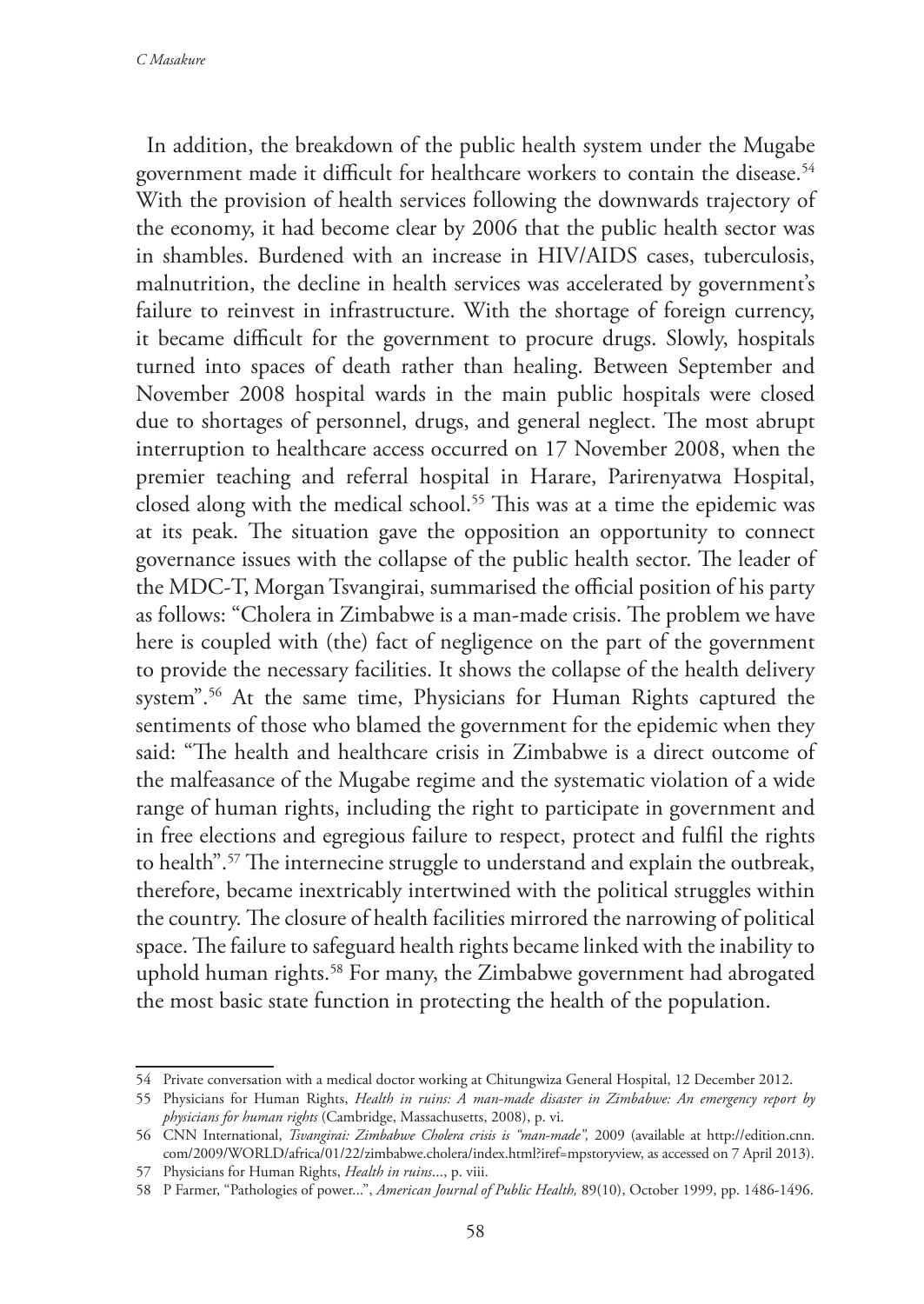In addition, the breakdown of the public health system under the Mugabe government made it difficult for healthcare workers to contain the disease.[54] With the provision of health services following the downwards trajectory of the economy, it had become clear by 2006 that the public health sector was in shambles. Burdened with an increase in HIV/AIDS cases, tuberculosis, malnutrition, the decline in health services was accelerated by government's failure to reinvest in infrastructure. With the shortage of foreign currency, it became difficult for the government to procure drugs. Slowly, hospitals turned into spaces of death rather than healing. Between September and November 2008 hospital wards in the main public hospitals were closed due to shortages of personnel, drugs, and general neglect. The most abrupt interruption to healthcare access occurred on 17 November 2008, when the premier teaching and referral hospital in Harare, Parirenyatwa Hospital, closed along with the medical school.[55] This was at a time the epidemic was at its peak. The situation gave the opposition an opportunity to connect governance issues with the collapse of the public health sector. The leader of the MDC-T, Morgan Tsvangirai, summarised the official position of his party as follows: "Cholera in Zimbabwe is a man-made crisis. The problem we have here is coupled with (the) fact of negligence on the part of the government to provide the necessary facilities. It shows the collapse of the health delivery system".[56] At the same time, Physicians for Human Rights captured the sentiments of those who blamed the government for the epidemic when they said: "The health and healthcare crisis in Zimbabwe is a direct outcome of the malfeasance of the Mugabe regime and the systematic violation of a wide range of human rights, including the right to participate in government and in free elections and egregious failure to respect, protect and fulfil the rights to health".[57] The internecine struggle to understand and explain the outbreak, therefore, became inextricably intertwined with the political struggles within the country. The closure of health facilities mirrored the narrowing of political space. The failure to safeguard health rights became linked with the inability to uphold human rights.[58] For many, the Zimbabwe government had abrogated the most basic state function in protecting the health of the population.

54 Private conversation with a medical doctor working at Chitungwiza General Hospital, 12 December 2012.

55 Physicians for Human Rights, *Health in ruins: A man-made disaster in Zimbabwe: An emergency report by physicians for human rights* (Cambridge, Massachusetts, 2008), p. vi.

56 CNN International, *Tsvangirai: Zimbabwe Cholera crisis is "man-made",* 2009 (available at http://edition.cnn.com/2009/WORLD/africa/01/22/zimbabwe.cholera/index.html?iref=mpstoryview, as accessed on 7 April 2013).

57 Physicians for Human Rights, *Health in ruins*..., p. viii.

58 P Farmer, "Pathologies of power...", *American Journal of Public Health,* 89(10), October 1999, pp. 1486-1496.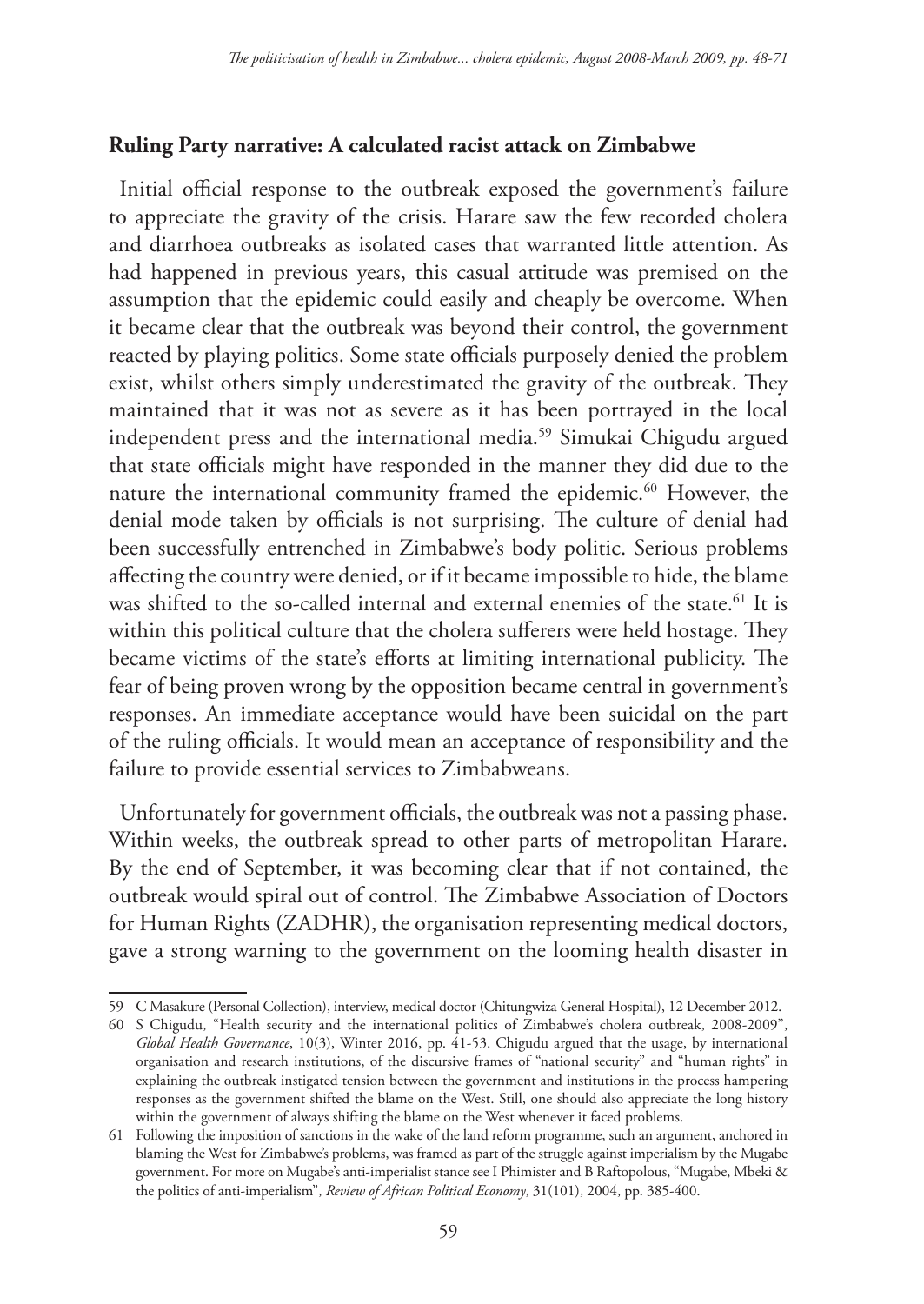## Ruling Party narrative: A calculated racist attack on Zimbabwe

Initial official response to the outbreak exposed the government's failure to appreciate the gravity of the crisis. Harare saw the few recorded cholera and diarrhoea outbreaks as isolated cases that warranted little attention. As had happened in previous years, this casual attitude was premised on the assumption that the epidemic could easily and cheaply be overcome. When it became clear that the outbreak was beyond their control, the government reacted by playing politics. Some state officials purposely denied the problem exist, whilst others simply underestimated the gravity of the outbreak. They maintained that it was not as severe as it has been portrayed in the local independent press and the international media.[59] Simukai Chigudu argued that state officials might have responded in the manner they did due to the nature the international community framed the epidemic.[60] However, the denial mode taken by officials is not surprising. The culture of denial had been successfully entrenched in Zimbabwe's body politic. Serious problems affecting the country were denied, or if it became impossible to hide, the blame was shifted to the so-called internal and external enemies of the state.[61] It is within this political culture that the cholera sufferers were held hostage. They became victims of the state's efforts at limiting international publicity. The fear of being proven wrong by the opposition became central in government's responses. An immediate acceptance would have been suicidal on the part of the ruling officials. It would mean an acceptance of responsibility and the failure to provide essential services to Zimbabweans.

Unfortunately for government officials, the outbreak was not a passing phase. Within weeks, the outbreak spread to other parts of metropolitan Harare. By the end of September, it was becoming clear that if not contained, the outbreak would spiral out of control. The Zimbabwe Association of Doctors for Human Rights (ZADHR), the organisation representing medical doctors, gave a strong warning to the government on the looming health disaster in

---

59 C Masakure (Personal Collection), interview, medical doctor (Chitungwiza General Hospital), 12 December 2012.

60 S Chigudu, "Health security and the international politics of Zimbabwe's cholera outbreak, 2008-2009", *Global Health Governance*, 10(3), Winter 2016, pp. 41-53. Chigudu argued that the usage, by international organisation and research institutions, of the discursive frames of "national security" and "human rights" in explaining the outbreak instigated tension between the government and institutions in the process hampering responses as the government shifted the blame on the West. Still, one should also appreciate the long history within the government of always shifting the blame on the West whenever it faced problems.

61 Following the imposition of sanctions in the wake of the land reform programme, such an argument, anchored in blaming the West for Zimbabwe's problems, was framed as part of the struggle against imperialism by the Mugabe government. For more on Mugabe's anti-imperialist stance see I Phimister and B Raftopolous, "Mugabe, Mbeki & the politics of anti-imperialism", *Review of African Political Economy*, 31(101), 2004, pp. 385-400.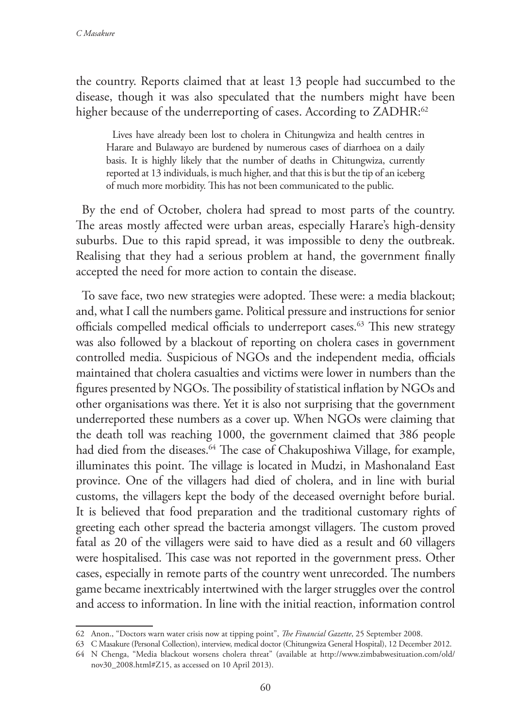the country. Reports claimed that at least 13 people had succumbed to the disease, though it was also speculated that the numbers might have been higher because of the underreporting of cases. According to ZADHR:[62]

> Lives have already been lost to cholera in Chitungwiza and health centres in Harare and Bulawayo are burdened by numerous cases of diarrhoea on a daily basis. It is highly likely that the number of deaths in Chitungwiza, currently reported at 13 individuals, is much higher, and that this is but the tip of an iceberg of much more morbidity. This has not been communicated to the public.

By the end of October, cholera had spread to most parts of the country. The areas mostly affected were urban areas, especially Harare's high-density suburbs. Due to this rapid spread, it was impossible to deny the outbreak. Realising that they had a serious problem at hand, the government finally accepted the need for more action to contain the disease.

To save face, two new strategies were adopted. These were: a media blackout; and, what I call the numbers game. Political pressure and instructions for senior officials compelled medical officials to underreport cases.[63] This new strategy was also followed by a blackout of reporting on cholera cases in government controlled media. Suspicious of NGOs and the independent media, officials maintained that cholera casualties and victims were lower in numbers than the figures presented by NGOs. The possibility of statistical inflation by NGOs and other organisations was there. Yet it is also not surprising that the government underreported these numbers as a cover up. When NGOs were claiming that the death toll was reaching 1000, the government claimed that 386 people had died from the diseases.[64] The case of Chakuposhiwa Village, for example, illuminates this point. The village is located in Mudzi, in Mashonaland East province. One of the villagers had died of cholera, and in line with burial customs, the villagers kept the body of the deceased overnight before burial. It is believed that food preparation and the traditional customary rights of greeting each other spread the bacteria amongst villagers. The custom proved fatal as 20 of the villagers were said to have died as a result and 60 villagers were hospitalised. This case was not reported in the government press. Other cases, especially in remote parts of the country went unrecorded. The numbers game became inextricably intertwined with the larger struggles over the control and access to information. In line with the initial reaction, information control

---

62 Anon., "Doctors warn water crisis now at tipping point", *The Financial Gazette*, 25 September 2008.

63 C Masakure (Personal Collection), interview, medical doctor (Chitungwiza General Hospital), 12 December 2012.

64 N Chenga, "Media blackout worsens cholera threat" (available at http://www.zimbabwesituation.com/old/nov30_2008.html#Z15, as accessed on 10 April 2013).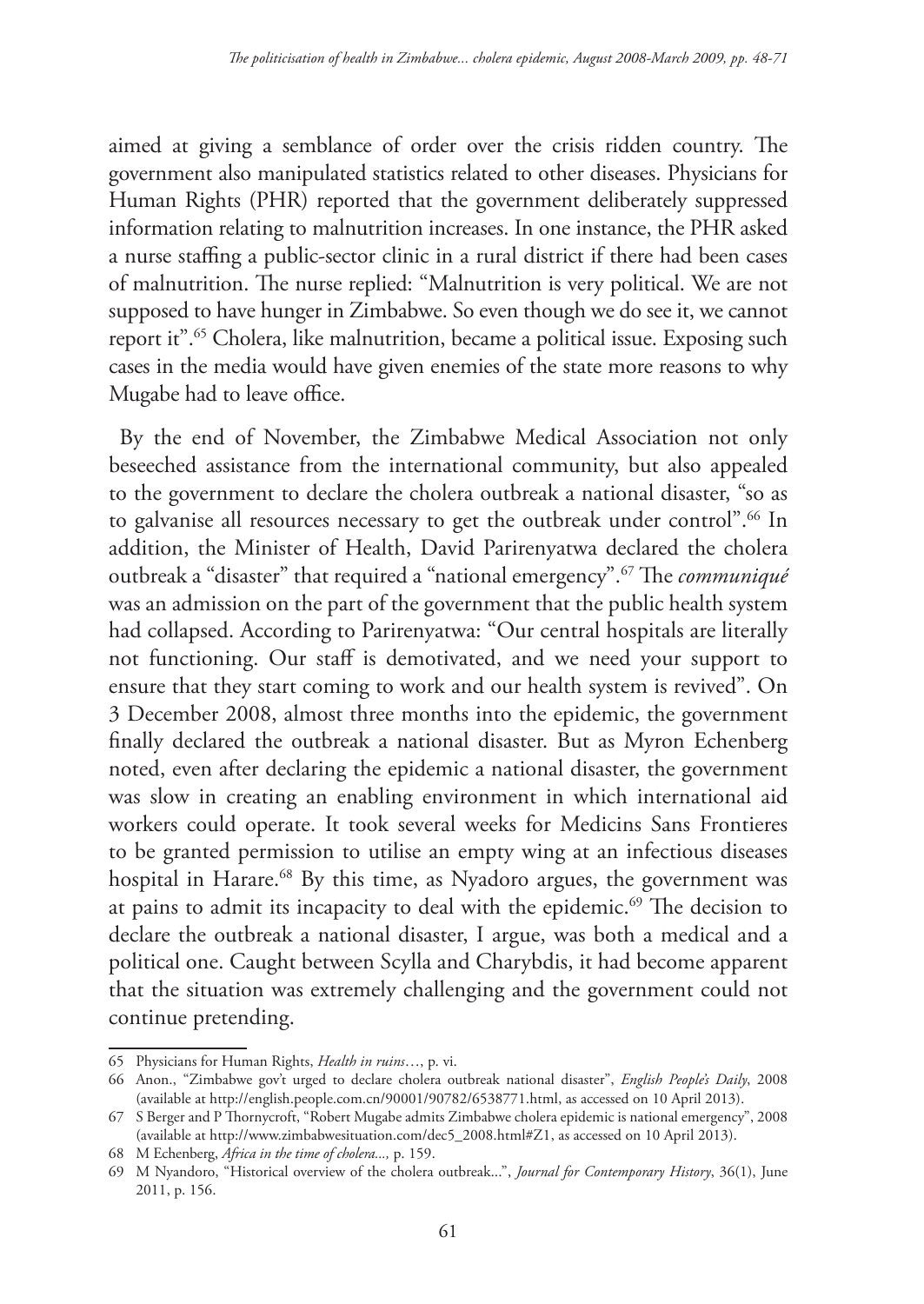aimed at giving a semblance of order over the crisis ridden country. The government also manipulated statistics related to other diseases. Physicians for Human Rights (PHR) reported that the government deliberately suppressed information relating to malnutrition increases. In one instance, the PHR asked a nurse staffing a public-sector clinic in a rural district if there had been cases of malnutrition. The nurse replied: "Malnutrition is very political. We are not supposed to have hunger in Zimbabwe. So even though we do see it, we cannot report it".[65] Cholera, like malnutrition, became a political issue. Exposing such cases in the media would have given enemies of the state more reasons to why Mugabe had to leave office.

By the end of November, the Zimbabwe Medical Association not only beseeched assistance from the international community, but also appealed to the government to declare the cholera outbreak a national disaster, "so as to galvanise all resources necessary to get the outbreak under control".[66] In addition, the Minister of Health, David Parirenyatwa declared the cholera outbreak a "disaster" that required a "national emergency".[67] The *communiqué* was an admission on the part of the government that the public health system had collapsed. According to Parirenyatwa: "Our central hospitals are literally not functioning. Our staff is demotivated, and we need your support to ensure that they start coming to work and our health system is revived". On 3 December 2008, almost three months into the epidemic, the government finally declared the outbreak a national disaster. But as Myron Echenberg noted, even after declaring the epidemic a national disaster, the government was slow in creating an enabling environment in which international aid workers could operate. It took several weeks for Medicins Sans Frontieres to be granted permission to utilise an empty wing at an infectious diseases hospital in Harare.[68] By this time, as Nyadoro argues, the government was at pains to admit its incapacity to deal with the epidemic.[69] The decision to declare the outbreak a national disaster, I argue, was both a medical and a political one. Caught between Scylla and Charybdis, it had become apparent that the situation was extremely challenging and the government could not continue pretending.

---

65 Physicians for Human Rights, *Health in ruins*…, p. vi.

66 Anon., "Zimbabwe gov't urged to declare cholera outbreak national disaster", *English People's Daily*, 2008 (available at http://english.people.com.cn/90001/90782/6538771.html, as accessed on 10 April 2013).

67 S Berger and P Thornycroft, "Robert Mugabe admits Zimbabwe cholera epidemic is national emergency", 2008 (available at http://www.zimbabwesituation.com/dec5_2008.html#Z1, as accessed on 10 April 2013).

68 M Echenberg, *Africa in the time of cholera...,* p. 159.

69 M Nyandoro, "Historical overview of the cholera outbreak...", *Journal for Contemporary History*, 36(1), June 2011, p. 156.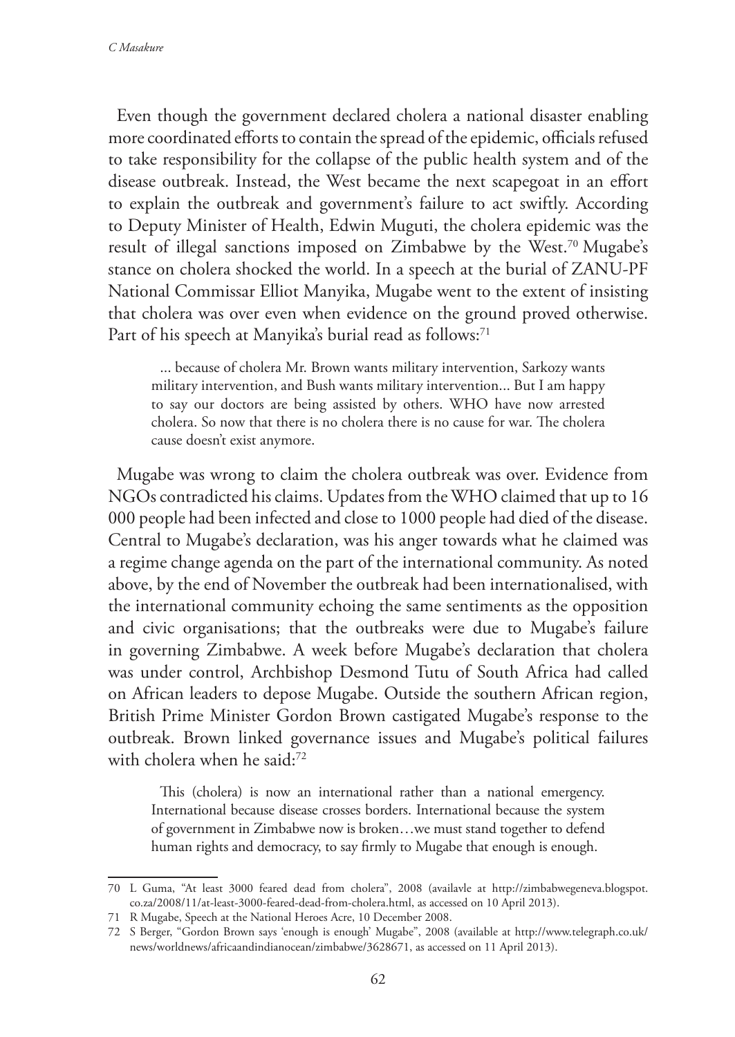Even though the government declared cholera a national disaster enabling more coordinated efforts to contain the spread of the epidemic, officials refused to take responsibility for the collapse of the public health system and of the disease outbreak. Instead, the West became the next scapegoat in an effort to explain the outbreak and government's failure to act swiftly. According to Deputy Minister of Health, Edwin Muguti, the cholera epidemic was the result of illegal sanctions imposed on Zimbabwe by the West.[70] Mugabe's stance on cholera shocked the world. In a speech at the burial of ZANU-PF National Commissar Elliot Manyika, Mugabe went to the extent of insisting that cholera was over even when evidence on the ground proved otherwise. Part of his speech at Manyika's burial read as follows:[71]

> ... because of cholera Mr. Brown wants military intervention, Sarkozy wants military intervention, and Bush wants military intervention... But I am happy to say our doctors are being assisted by others. WHO have now arrested cholera. So now that there is no cholera there is no cause for war. The cholera cause doesn't exist anymore.

Mugabe was wrong to claim the cholera outbreak was over. Evidence from NGOs contradicted his claims. Updates from the WHO claimed that up to 16 000 people had been infected and close to 1000 people had died of the disease. Central to Mugabe's declaration, was his anger towards what he claimed was a regime change agenda on the part of the international community. As noted above, by the end of November the outbreak had been internationalised, with the international community echoing the same sentiments as the opposition and civic organisations; that the outbreaks were due to Mugabe's failure in governing Zimbabwe. A week before Mugabe's declaration that cholera was under control, Archbishop Desmond Tutu of South Africa had called on African leaders to depose Mugabe. Outside the southern African region, British Prime Minister Gordon Brown castigated Mugabe's response to the outbreak. Brown linked governance issues and Mugabe's political failures with cholera when he said:[72]

> This (cholera) is now an international rather than a national emergency. International because disease crosses borders. International because the system of government in Zimbabwe now is broken…we must stand together to defend human rights and democracy, to say firmly to Mugabe that enough is enough.

---

70 L Guma, "At least 3000 feared dead from cholera", 2008 (availavle at http://zimbabwegeneva.blogspot.co.za/2008/11/at-least-3000-feared-dead-from-cholera.html, as accessed on 10 April 2013).

71 R Mugabe, Speech at the National Heroes Acre, 10 December 2008.

72 S Berger, "Gordon Brown says 'enough is enough' Mugabe", 2008 (available at http://www.telegraph.co.uk/news/worldnews/africaandindianocean/zimbabwe/3628671, as accessed on 11 April 2013).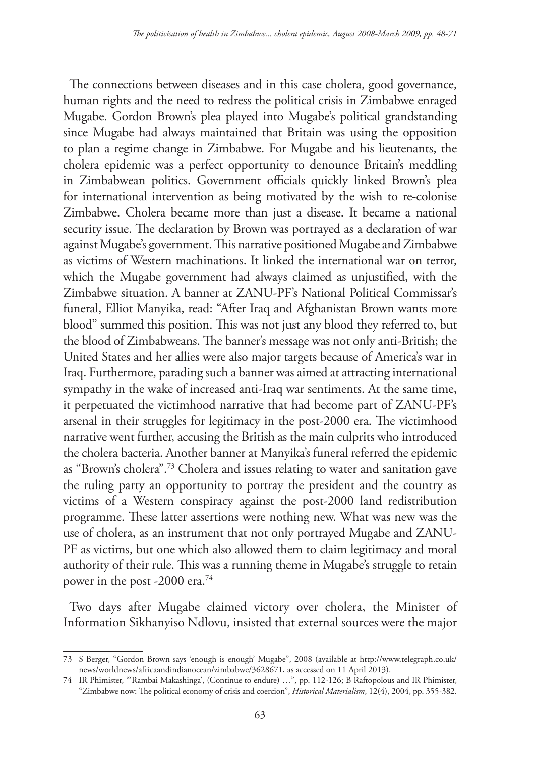The connections between diseases and in this case cholera, good governance, human rights and the need to redress the political crisis in Zimbabwe enraged Mugabe. Gordon Brown's plea played into Mugabe's political grandstanding since Mugabe had always maintained that Britain was using the opposition to plan a regime change in Zimbabwe. For Mugabe and his lieutenants, the cholera epidemic was a perfect opportunity to denounce Britain's meddling in Zimbabwean politics. Government officials quickly linked Brown's plea for international intervention as being motivated by the wish to re-colonise Zimbabwe. Cholera became more than just a disease. It became a national security issue. The declaration by Brown was portrayed as a declaration of war against Mugabe's government. This narrative positioned Mugabe and Zimbabwe as victims of Western machinations. It linked the international war on terror, which the Mugabe government had always claimed as unjustified, with the Zimbabwe situation. A banner at ZANU-PF's National Political Commissar's funeral, Elliot Manyika, read: "After Iraq and Afghanistan Brown wants more blood" summed this position. This was not just any blood they referred to, but the blood of Zimbabweans. The banner's message was not only anti-British; the United States and her allies were also major targets because of America's war in Iraq. Furthermore, parading such a banner was aimed at attracting international sympathy in the wake of increased anti-Iraq war sentiments. At the same time, it perpetuated the victimhood narrative that had become part of ZANU-PF's arsenal in their struggles for legitimacy in the post-2000 era. The victimhood narrative went further, accusing the British as the main culprits who introduced the cholera bacteria. Another banner at Manyika's funeral referred the epidemic as "Brown's cholera".[73] Cholera and issues relating to water and sanitation gave the ruling party an opportunity to portray the president and the country as victims of a Western conspiracy against the post-2000 land redistribution programme. These latter assertions were nothing new. What was new was the use of cholera, as an instrument that not only portrayed Mugabe and ZANU-PF as victims, but one which also allowed them to claim legitimacy and moral authority of their rule. This was a running theme in Mugabe's struggle to retain power in the post -2000 era.[74]

Two days after Mugabe claimed victory over cholera, the Minister of Information Sikhanyiso Ndlovu, insisted that external sources were the major

---

73 S Berger, "Gordon Brown says 'enough is enough' Mugabe", 2008 (available at http://www.telegraph.co.uk/news/worldnews/africaandindianocean/zimbabwe/3628671, as accessed on 11 April 2013).

74 IR Phimister, "'Rambai Makashinga', (Continue to endure) …", pp. 112-126; B Raftopolous and IR Phimister, "Zimbabwe now: The political economy of crisis and coercion", *Historical Materialism*, 12(4), 2004, pp. 355-382.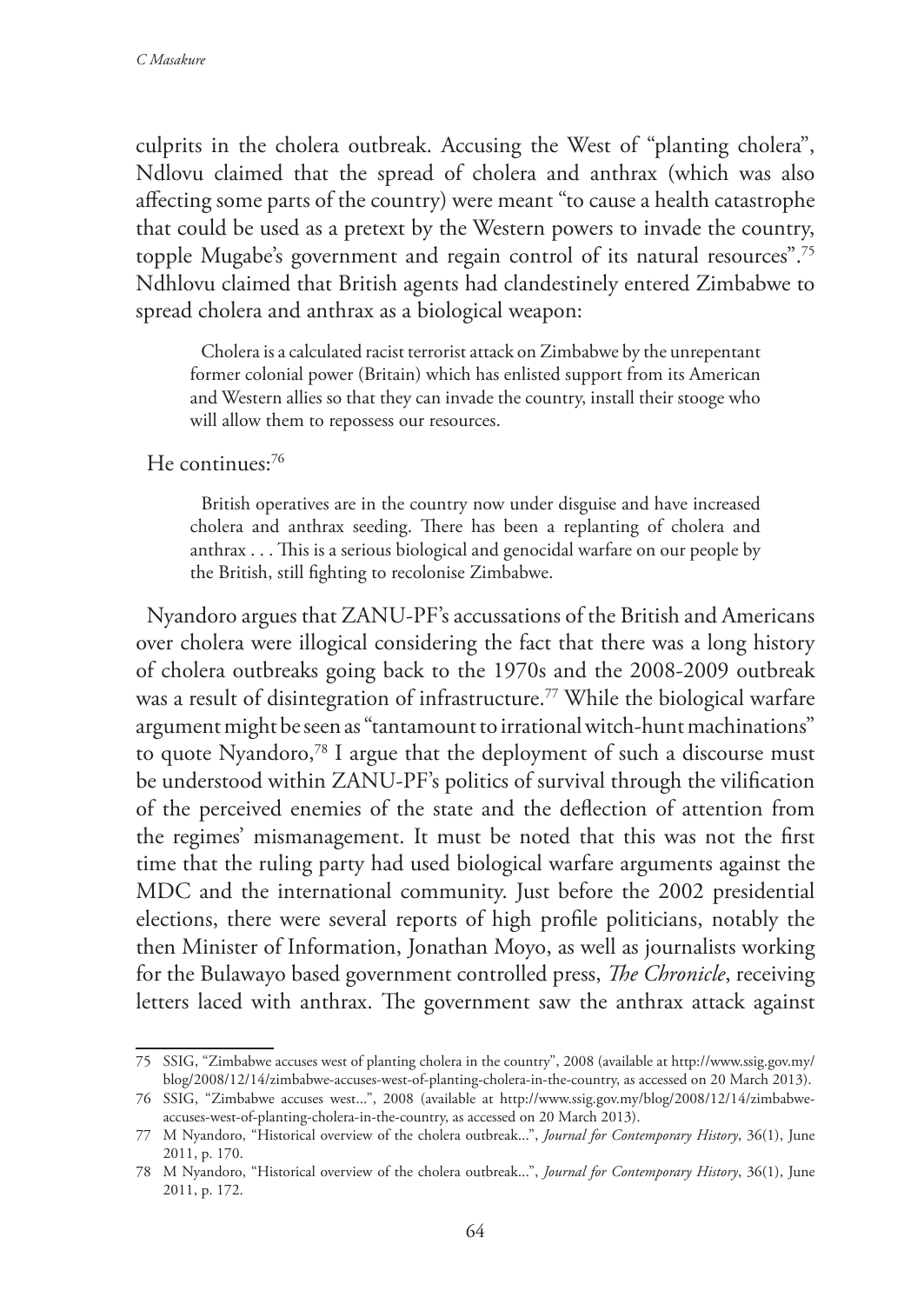culprits in the cholera outbreak. Accusing the West of "planting cholera", Ndlovu claimed that the spread of cholera and anthrax (which was also affecting some parts of the country) were meant "to cause a health catastrophe that could be used as a pretext by the Western powers to invade the country, topple Mugabe's government and regain control of its natural resources".[75] Ndhlovu claimed that British agents had clandestinely entered Zimbabwe to spread cholera and anthrax as a biological weapon:

> Cholera is a calculated racist terrorist attack on Zimbabwe by the unrepentant former colonial power (Britain) which has enlisted support from its American and Western allies so that they can invade the country, install their stooge who will allow them to repossess our resources.

He continues:[76]

> British operatives are in the country now under disguise and have increased cholera and anthrax seeding. There has been a replanting of cholera and anthrax . . . This is a serious biological and genocidal warfare on our people by the British, still fighting to recolonise Zimbabwe.

Nyandoro argues that ZANU-PF's accussations of the British and Americans over cholera were illogical considering the fact that there was a long history of cholera outbreaks going back to the 1970s and the 2008-2009 outbreak was a result of disintegration of infrastructure.[77] While the biological warfare argument might be seen as "tantamount to irrational witch-hunt machinations" to quote Nyandoro,[78] I argue that the deployment of such a discourse must be understood within ZANU-PF's politics of survival through the vilification of the perceived enemies of the state and the deflection of attention from the regimes' mismanagement. It must be noted that this was not the first time that the ruling party had used biological warfare arguments against the MDC and the international community. Just before the 2002 presidential elections, there were several reports of high profile politicians, notably the then Minister of Information, Jonathan Moyo, as well as journalists working for the Bulawayo based government controlled press, *The Chronicle*, receiving letters laced with anthrax. The government saw the anthrax attack against

---

75 SSIG, "Zimbabwe accuses west of planting cholera in the country", 2008 (available at http://www.ssig.gov.my/blog/2008/12/14/zimbabwe-accuses-west-of-planting-cholera-in-the-country, as accessed on 20 March 2013).

76 SSIG, "Zimbabwe accuses west...", 2008 (available at http://www.ssig.gov.my/blog/2008/12/14/zimbabwe-accuses-west-of-planting-cholera-in-the-country, as accessed on 20 March 2013).

77 M Nyandoro, "Historical overview of the cholera outbreak...", *Journal for Contemporary History*, 36(1), June 2011, p. 170.

78 M Nyandoro, "Historical overview of the cholera outbreak...", *Journal for Contemporary History*, 36(1), June 2011, p. 172.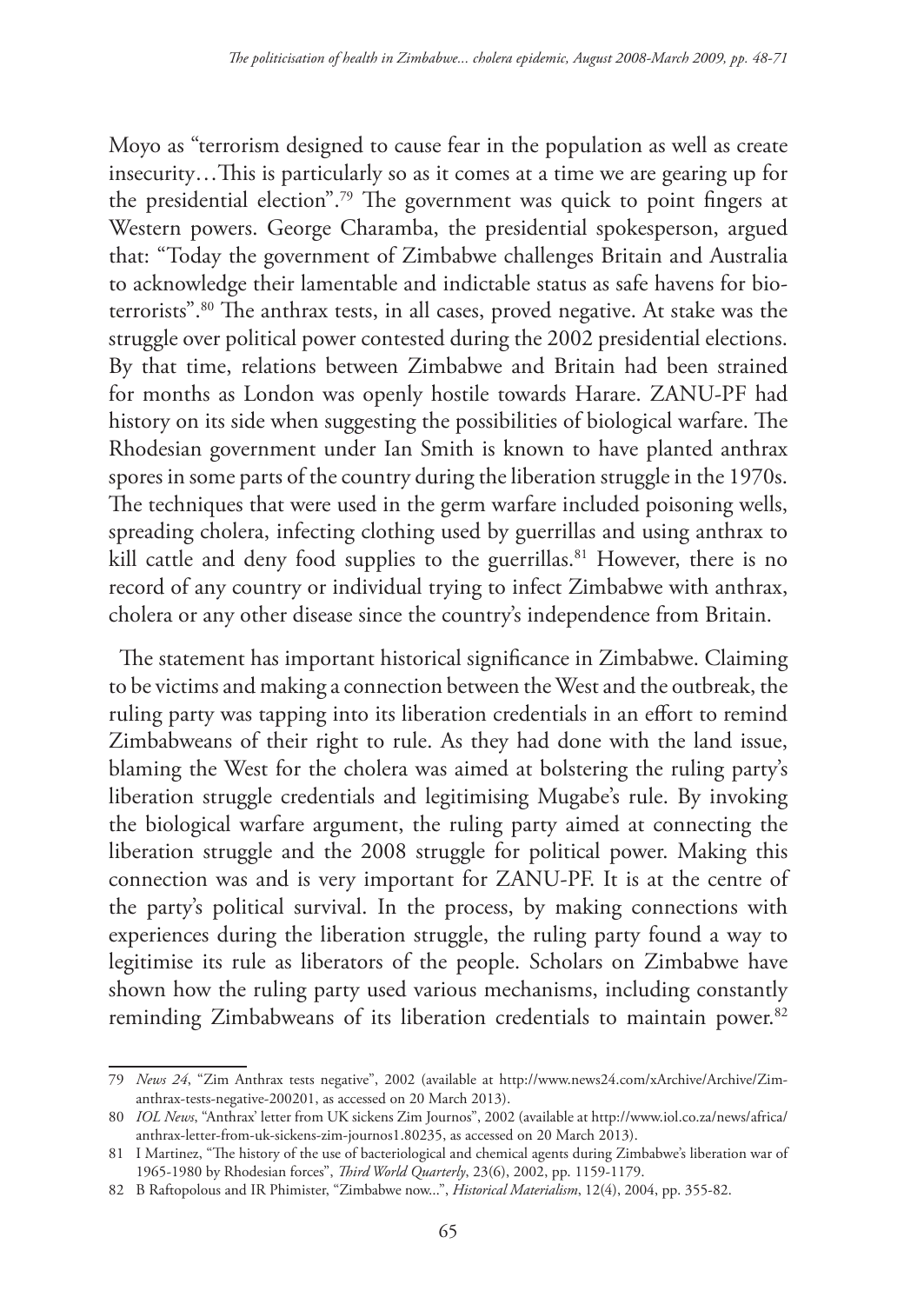Moyo as "terrorism designed to cause fear in the population as well as create insecurity…This is particularly so as it comes at a time we are gearing up for the presidential election".[79] The government was quick to point fingers at Western powers. George Charamba, the presidential spokesperson, argued that: "Today the government of Zimbabwe challenges Britain and Australia to acknowledge their lamentable and indictable status as safe havens for bio-terrorists".[80] The anthrax tests, in all cases, proved negative. At stake was the struggle over political power contested during the 2002 presidential elections. By that time, relations between Zimbabwe and Britain had been strained for months as London was openly hostile towards Harare. ZANU-PF had history on its side when suggesting the possibilities of biological warfare. The Rhodesian government under Ian Smith is known to have planted anthrax spores in some parts of the country during the liberation struggle in the 1970s. The techniques that were used in the germ warfare included poisoning wells, spreading cholera, infecting clothing used by guerrillas and using anthrax to kill cattle and deny food supplies to the guerrillas.[81] However, there is no record of any country or individual trying to infect Zimbabwe with anthrax, cholera or any other disease since the country's independence from Britain.

The statement has important historical significance in Zimbabwe. Claiming to be victims and making a connection between the West and the outbreak, the ruling party was tapping into its liberation credentials in an effort to remind Zimbabweans of their right to rule. As they had done with the land issue, blaming the West for the cholera was aimed at bolstering the ruling party's liberation struggle credentials and legitimising Mugabe's rule. By invoking the biological warfare argument, the ruling party aimed at connecting the liberation struggle and the 2008 struggle for political power. Making this connection was and is very important for ZANU-PF. It is at the centre of the party's political survival. In the process, by making connections with experiences during the liberation struggle, the ruling party found a way to legitimise its rule as liberators of the people. Scholars on Zimbabwe have shown how the ruling party used various mechanisms, including constantly reminding Zimbabweans of its liberation credentials to maintain power.[82]

---

79 *News 24*, "Zim Anthrax tests negative", 2002 (available at http://www.news24.com/xArchive/Archive/Zim-anthrax-tests-negative-200201, as accessed on 20 March 2013).

80 *IOL News*, "Anthrax' letter from UK sickens Zim Journos", 2002 (available at http://www.iol.co.za/news/africa/anthrax-letter-from-uk-sickens-zim-journos1.80235, as accessed on 20 March 2013).

81 I Martinez, "The history of the use of bacteriological and chemical agents during Zimbabwe's liberation war of 1965-1980 by Rhodesian forces", *Third World Quarterly*, 23(6), 2002, pp. 1159-1179.

82 B Raftopolous and IR Phimister, "Zimbabwe now...", *Historical Materialism*, 12(4), 2004, pp. 355-82.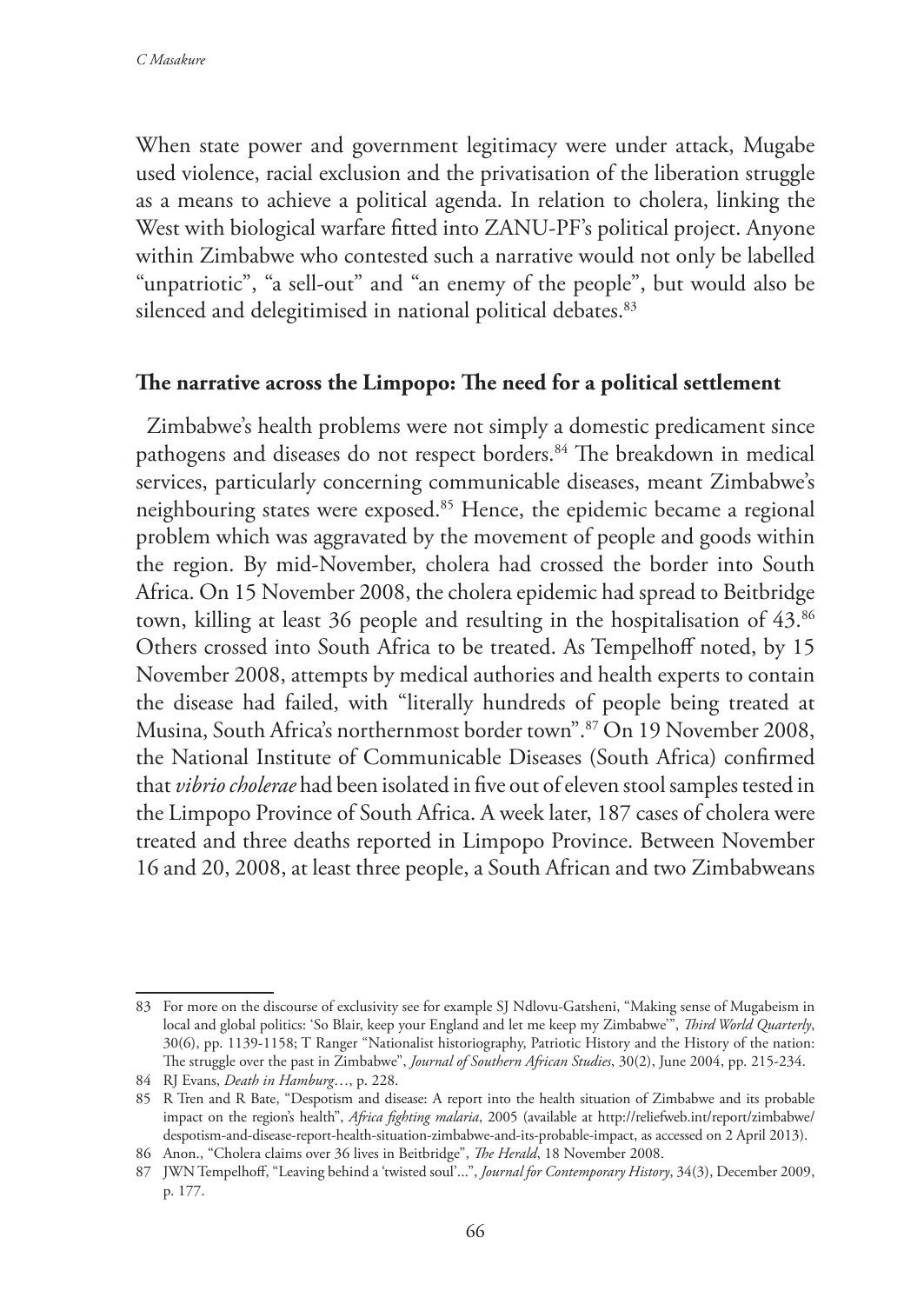When state power and government legitimacy were under attack, Mugabe used violence, racial exclusion and the privatisation of the liberation struggle as a means to achieve a political agenda. In relation to cholera, linking the West with biological warfare fitted into ZANU-PF's political project. Anyone within Zimbabwe who contested such a narrative would not only be labelled "unpatriotic", "a sell-out" and "an enemy of the people", but would also be silenced and delegitimised in national political debates.[83]

## The narrative across the Limpopo: The need for a political settlement

Zimbabwe's health problems were not simply a domestic predicament since pathogens and diseases do not respect borders.[84] The breakdown in medical services, particularly concerning communicable diseases, meant Zimbabwe's neighbouring states were exposed.[85] Hence, the epidemic became a regional problem which was aggravated by the movement of people and goods within the region. By mid-November, cholera had crossed the border into South Africa. On 15 November 2008, the cholera epidemic had spread to Beitbridge town, killing at least 36 people and resulting in the hospitalisation of 43.[86] Others crossed into South Africa to be treated. As Tempelhoff noted, by 15 November 2008, attempts by medical authories and health experts to contain the disease had failed, with "literally hundreds of people being treated at Musina, South Africa's northernmost border town".[87] On 19 November 2008, the National Institute of Communicable Diseases (South Africa) confirmed that *vibrio cholerae* had been isolated in five out of eleven stool samples tested in the Limpopo Province of South Africa. A week later, 187 cases of cholera were treated and three deaths reported in Limpopo Province. Between November 16 and 20, 2008, at least three people, a South African and two Zimbabweans

---

83 For more on the discourse of exclusivity see for example SJ Ndlovu-Gatsheni, "Making sense of Mugabeism in local and global politics: 'So Blair, keep your England and let me keep my Zimbabwe'", *Third World Quarterly*, 30(6), pp. 1139-1158; T Ranger "Nationalist historiography, Patriotic History and the History of the nation: The struggle over the past in Zimbabwe", *Journal of Southern African Studies*, 30(2), June 2004, pp. 215-234.

84 RJ Evans, *Death in Hamburg*…, p. 228.

85 R Tren and R Bate, "Despotism and disease: A report into the health situation of Zimbabwe and its probable impact on the region's health", *Africa fighting malaria*, 2005 (available at http://reliefweb.int/report/zimbabwe/despotism-and-disease-report-health-situation-zimbabwe-and-its-probable-impact, as accessed on 2 April 2013).

86 Anon., "Cholera claims over 36 lives in Beitbridge", *The Herald*, 18 November 2008.

87 JWN Tempelhoff, "Leaving behind a 'twisted soul'...", *Journal for Contemporary History*, 34(3), December 2009, p. 177.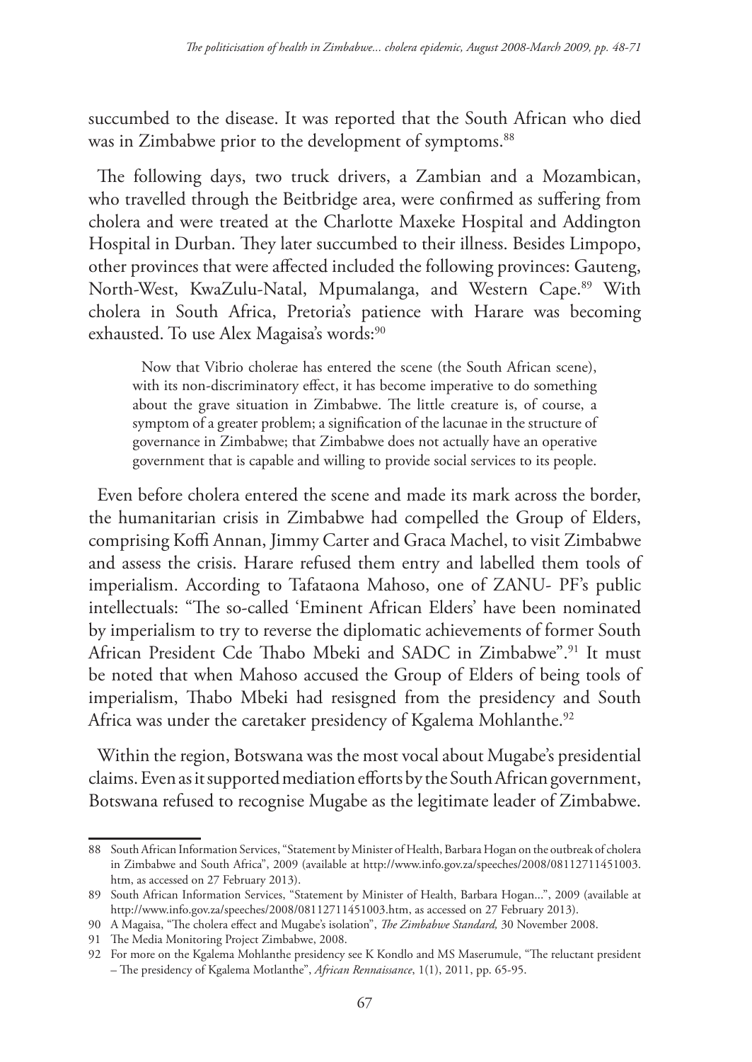succumbed to the disease. It was reported that the South African who died was in Zimbabwe prior to the development of symptoms.[88]

The following days, two truck drivers, a Zambian and a Mozambican, who travelled through the Beitbridge area, were confirmed as suffering from cholera and were treated at the Charlotte Maxeke Hospital and Addington Hospital in Durban. They later succumbed to their illness. Besides Limpopo, other provinces that were affected included the following provinces: Gauteng, North-West, KwaZulu-Natal, Mpumalanga, and Western Cape.[89] With cholera in South Africa, Pretoria's patience with Harare was becoming exhausted. To use Alex Magaisa's words:[90]

> Now that Vibrio cholerae has entered the scene (the South African scene), with its non-discriminatory effect, it has become imperative to do something about the grave situation in Zimbabwe. The little creature is, of course, a symptom of a greater problem; a signification of the lacunae in the structure of governance in Zimbabwe; that Zimbabwe does not actually have an operative government that is capable and willing to provide social services to its people.

Even before cholera entered the scene and made its mark across the border, the humanitarian crisis in Zimbabwe had compelled the Group of Elders, comprising Koffi Annan, Jimmy Carter and Graca Machel, to visit Zimbabwe and assess the crisis. Harare refused them entry and labelled them tools of imperialism. According to Tafataona Mahoso, one of ZANU- PF's public intellectuals: "The so-called 'Eminent African Elders' have been nominated by imperialism to try to reverse the diplomatic achievements of former South African President Cde Thabo Mbeki and SADC in Zimbabwe".[91] It must be noted that when Mahoso accused the Group of Elders of being tools of imperialism, Thabo Mbeki had resisgned from the presidency and South Africa was under the caretaker presidency of Kgalema Mohlanthe.[92]

Within the region, Botswana was the most vocal about Mugabe's presidential claims. Even as it supported mediation efforts by the South African government, Botswana refused to recognise Mugabe as the legitimate leader of Zimbabwe.

---

88 South African Information Services, "Statement by Minister of Health, Barbara Hogan on the outbreak of cholera in Zimbabwe and South Africa", 2009 (available at http://www.info.gov.za/speeches/2008/08112711451003.htm, as accessed on 27 February 2013).

89 South African Information Services, "Statement by Minister of Health, Barbara Hogan...", 2009 (available at http://www.info.gov.za/speeches/2008/08112711451003.htm, as accessed on 27 February 2013).

90 A Magaisa, "The cholera effect and Mugabe's isolation", *The Zimbabwe Standard,* 30 November 2008.

91 The Media Monitoring Project Zimbabwe, 2008.

92 For more on the Kgalema Mohlanthe presidency see K Kondlo and MS Maserumule, "The reluctant president – The presidency of Kgalema Motlanthe", *African Rennaissance*, 1(1), 2011, pp. 65-95.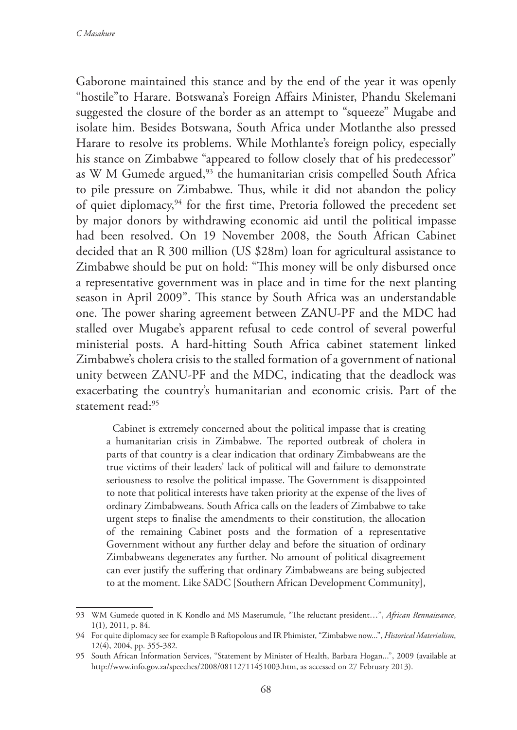Gaborone maintained this stance and by the end of the year it was openly "hostile"to Harare. Botswana's Foreign Affairs Minister, Phandu Skelemani suggested the closure of the border as an attempt to "squeeze" Mugabe and isolate him. Besides Botswana, South Africa under Motlanthe also pressed Harare to resolve its problems. While Mothlante's foreign policy, especially his stance on Zimbabwe "appeared to follow closely that of his predecessor" as W M Gumede argued,[93] the humanitarian crisis compelled South Africa to pile pressure on Zimbabwe. Thus, while it did not abandon the policy of quiet diplomacy,[94] for the first time, Pretoria followed the precedent set by major donors by withdrawing economic aid until the political impasse had been resolved. On 19 November 2008, the South African Cabinet decided that an R 300 million (US $28m) loan for agricultural assistance to Zimbabwe should be put on hold: "This money will be only disbursed once a representative government was in place and in time for the next planting season in April 2009". This stance by South Africa was an understandable one. The power sharing agreement between ZANU-PF and the MDC had stalled over Mugabe's apparent refusal to cede control of several powerful ministerial posts. A hard-hitting South Africa cabinet statement linked Zimbabwe's cholera crisis to the stalled formation of a government of national unity between ZANU-PF and the MDC, indicating that the deadlock was exacerbating the country's humanitarian and economic crisis. Part of the statement read:[95]

> Cabinet is extremely concerned about the political impasse that is creating a humanitarian crisis in Zimbabwe. The reported outbreak of cholera in parts of that country is a clear indication that ordinary Zimbabweans are the true victims of their leaders' lack of political will and failure to demonstrate seriousness to resolve the political impasse. The Government is disappointed to note that political interests have taken priority at the expense of the lives of ordinary Zimbabweans. South Africa calls on the leaders of Zimbabwe to take urgent steps to finalise the amendments to their constitution, the allocation of the remaining Cabinet posts and the formation of a representative Government without any further delay and before the situation of ordinary Zimbabweans degenerates any further. No amount of political disagreement can ever justify the suffering that ordinary Zimbabweans are being subjected to at the moment. Like SADC [Southern African Development Community],

---

93 WM Gumede quoted in K Kondlo and MS Maserumule, "The reluctant president…", *African Rennaissance*, 1(1), 2011, p. 84.

94 For quite diplomacy see for example B Raftopolous and IR Phimister, "Zimbabwe now...", *Historical Materialism*, 12(4), 2004, pp. 355-382.

95 South African Information Services, "Statement by Minister of Health, Barbara Hogan...", 2009 (available at http://www.info.gov.za/speeches/2008/08112711451003.htm, as accessed on 27 February 2013).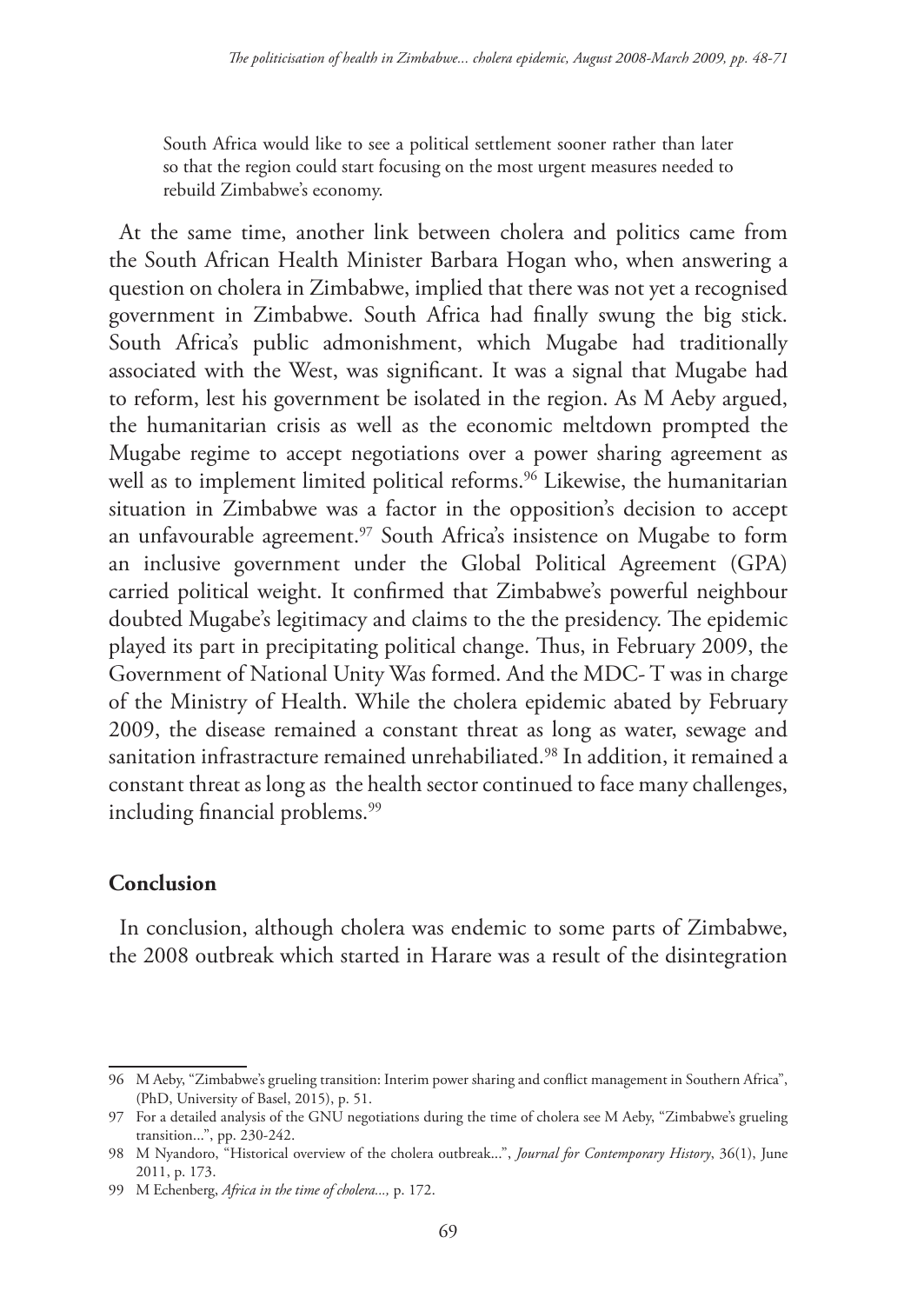> South Africa would like to see a political settlement sooner rather than later so that the region could start focusing on the most urgent measures needed to rebuild Zimbabwe's economy.

At the same time, another link between cholera and politics came from the South African Health Minister Barbara Hogan who, when answering a question on cholera in Zimbabwe, implied that there was not yet a recognised government in Zimbabwe. South Africa had finally swung the big stick. South Africa's public admonishment, which Mugabe had traditionally associated with the West, was significant. It was a signal that Mugabe had to reform, lest his government be isolated in the region. As M Aeby argued, the humanitarian crisis as well as the economic meltdown prompted the Mugabe regime to accept negotiations over a power sharing agreement as well as to implement limited political reforms.[96] Likewise, the humanitarian situation in Zimbabwe was a factor in the opposition's decision to accept an unfavourable agreement.[97] South Africa's insistence on Mugabe to form an inclusive government under the Global Political Agreement (GPA) carried political weight. It confirmed that Zimbabwe's powerful neighbour doubted Mugabe's legitimacy and claims to the the presidency. The epidemic played its part in precipitating political change. Thus, in February 2009, the Government of National Unity Was formed. And the MDC- T was in charge of the Ministry of Health. While the cholera epidemic abated by February 2009, the disease remained a constant threat as long as water, sewage and sanitation infrastracture remained unrehabiliated.[98] In addition, it remained a constant threat as long as the health sector continued to face many challenges, including financial problems.[99]

## Conclusion

In conclusion, although cholera was endemic to some parts of Zimbabwe, the 2008 outbreak which started in Harare was a result of the disintegration

---

96 M Aeby, "Zimbabwe's grueling transition: Interim power sharing and conflict management in Southern Africa", (PhD, University of Basel, 2015), p. 51.

97 For a detailed analysis of the GNU negotiations during the time of cholera see M Aeby, "Zimbabwe's grueling transition...", pp. 230-242.

98 M Nyandoro, "Historical overview of the cholera outbreak...", *Journal for Contemporary History*, 36(1), June 2011, p. 173.

99 M Echenberg, *Africa in the time of cholera...,* p. 172.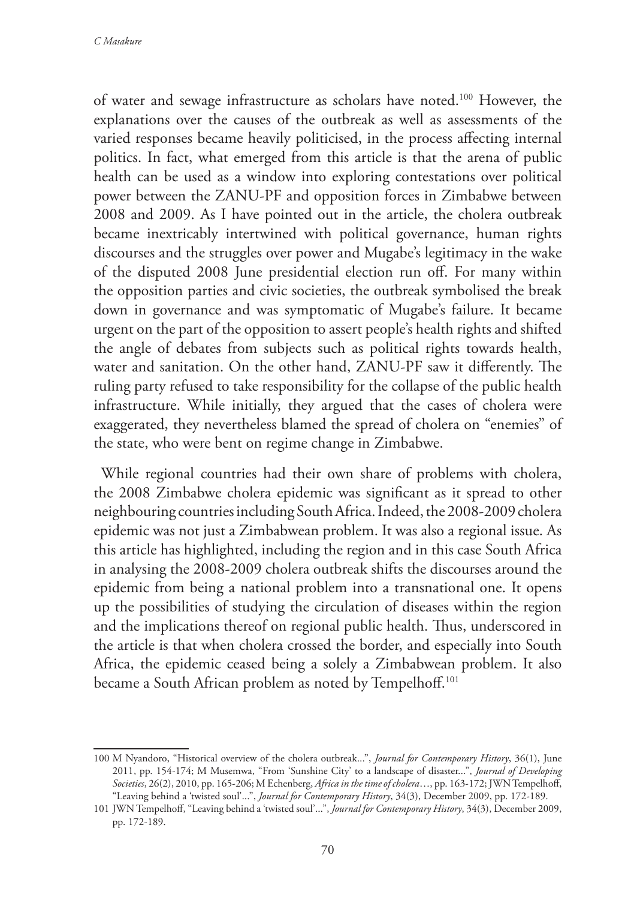of water and sewage infrastructure as scholars have noted.[100] However, the explanations over the causes of the outbreak as well as assessments of the varied responses became heavily politicised, in the process affecting internal politics. In fact, what emerged from this article is that the arena of public health can be used as a window into exploring contestations over political power between the ZANU-PF and opposition forces in Zimbabwe between 2008 and 2009. As I have pointed out in the article, the cholera outbreak became inextricably intertwined with political governance, human rights discourses and the struggles over power and Mugabe's legitimacy in the wake of the disputed 2008 June presidential election run off. For many within the opposition parties and civic societies, the outbreak symbolised the break down in governance and was symptomatic of Mugabe's failure. It became urgent on the part of the opposition to assert people's health rights and shifted the angle of debates from subjects such as political rights towards health, water and sanitation. On the other hand, ZANU-PF saw it differently. The ruling party refused to take responsibility for the collapse of the public health infrastructure. While initially, they argued that the cases of cholera were exaggerated, they nevertheless blamed the spread of cholera on "enemies" of the state, who were bent on regime change in Zimbabwe.

While regional countries had their own share of problems with cholera, the 2008 Zimbabwe cholera epidemic was significant as it spread to other neighbouring countries including South Africa. Indeed, the 2008-2009 cholera epidemic was not just a Zimbabwean problem. It was also a regional issue. As this article has highlighted, including the region and in this case South Africa in analysing the 2008-2009 cholera outbreak shifts the discourses around the epidemic from being a national problem into a transnational one. It opens up the possibilities of studying the circulation of diseases within the region and the implications thereof on regional public health. Thus, underscored in the article is that when cholera crossed the border, and especially into South Africa, the epidemic ceased being a solely a Zimbabwean problem. It also became a South African problem as noted by Tempelhoff.[101]

---

100 M Nyandoro, "Historical overview of the cholera outbreak...", *Journal for Contemporary History*, 36(1), June 2011, pp. 154-174; M Musemwa, "From 'Sunshine City' to a landscape of disaster...", *Journal of Developing Societies*, 26(2), 2010, pp. 165-206; M Echenberg, *Africa in the time of cholera*…, pp. 163-172; JWN Tempelhoff, "Leaving behind a 'twisted soul'...", *Journal for Contemporary History*, 34(3), December 2009, pp. 172-189.

101 JWN Tempelhoff, "Leaving behind a 'twisted soul'...", *Journal for Contemporary History*, 34(3), December 2009, pp. 172-189.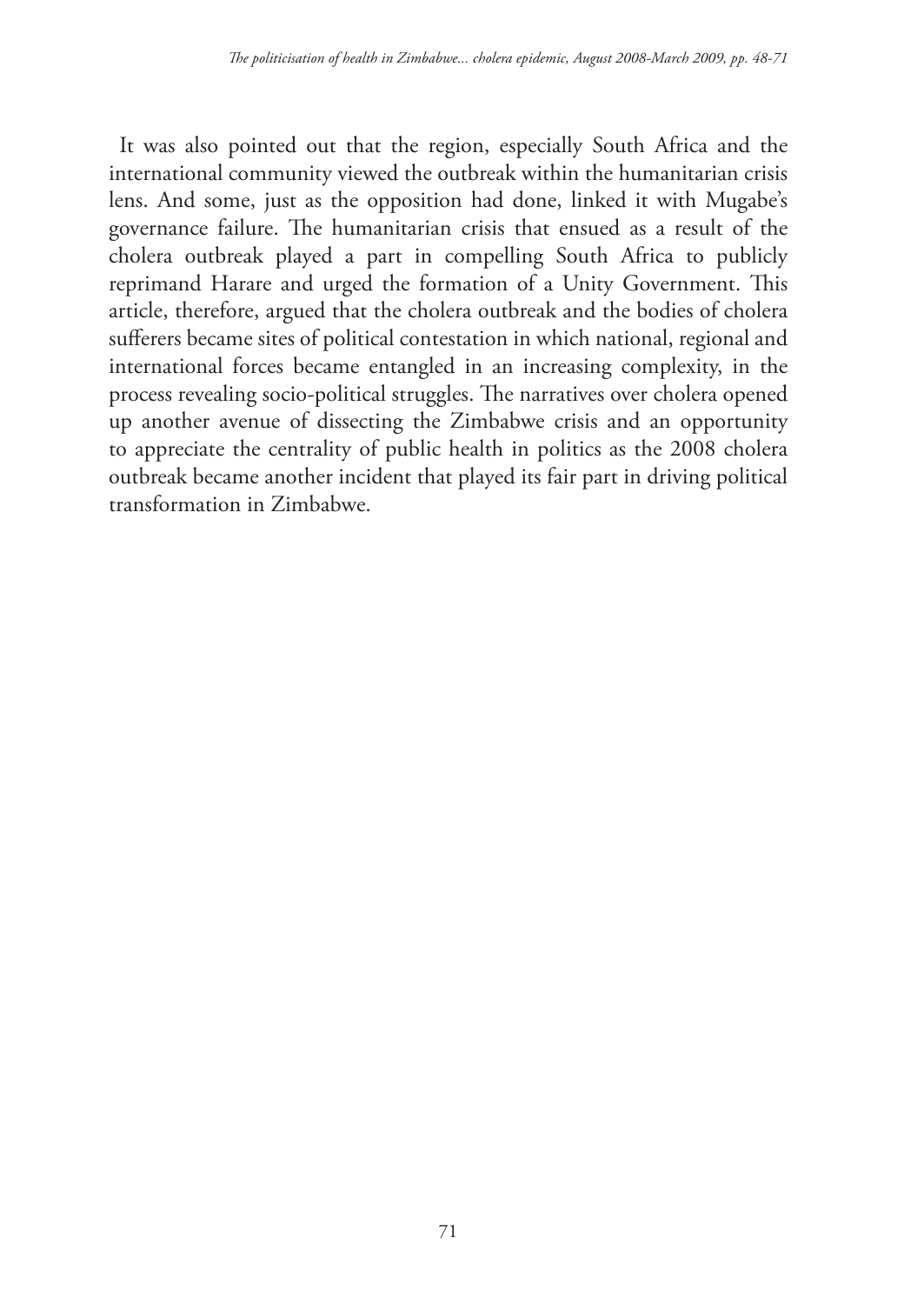It was also pointed out that the region, especially South Africa and the international community viewed the outbreak within the humanitarian crisis lens. And some, just as the opposition had done, linked it with Mugabe's governance failure. The humanitarian crisis that ensued as a result of the cholera outbreak played a part in compelling South Africa to publicly reprimand Harare and urged the formation of a Unity Government. This article, therefore, argued that the cholera outbreak and the bodies of cholera sufferers became sites of political contestation in which national, regional and international forces became entangled in an increasing complexity, in the process revealing socio-political struggles. The narratives over cholera opened up another avenue of dissecting the Zimbabwe crisis and an opportunity to appreciate the centrality of public health in politics as the 2008 cholera outbreak became another incident that played its fair part in driving political transformation in Zimbabwe.